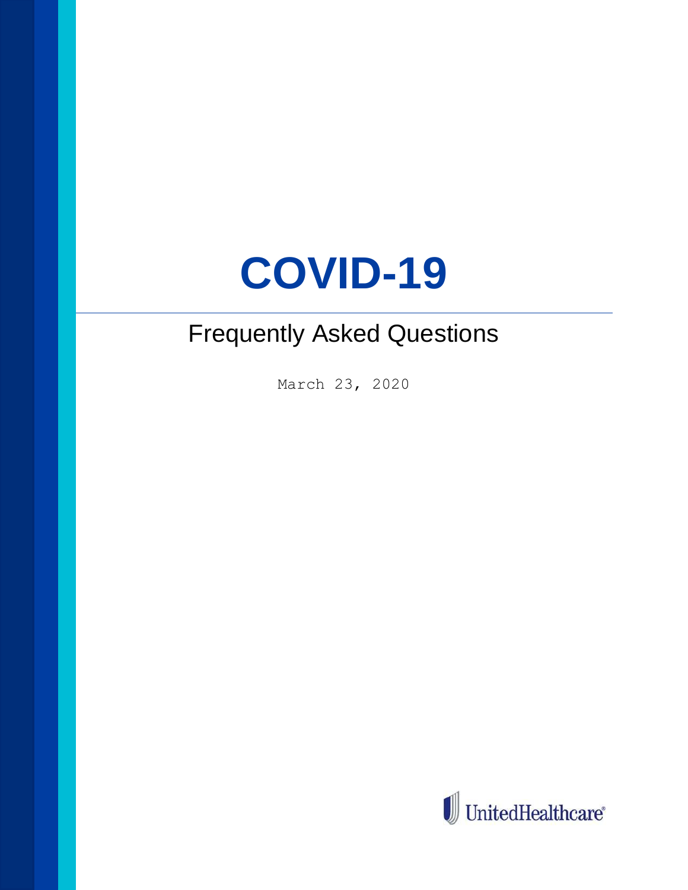# COVID-19

## Frequently Asked Questions

March 23, 2020

UnitedHealthcare®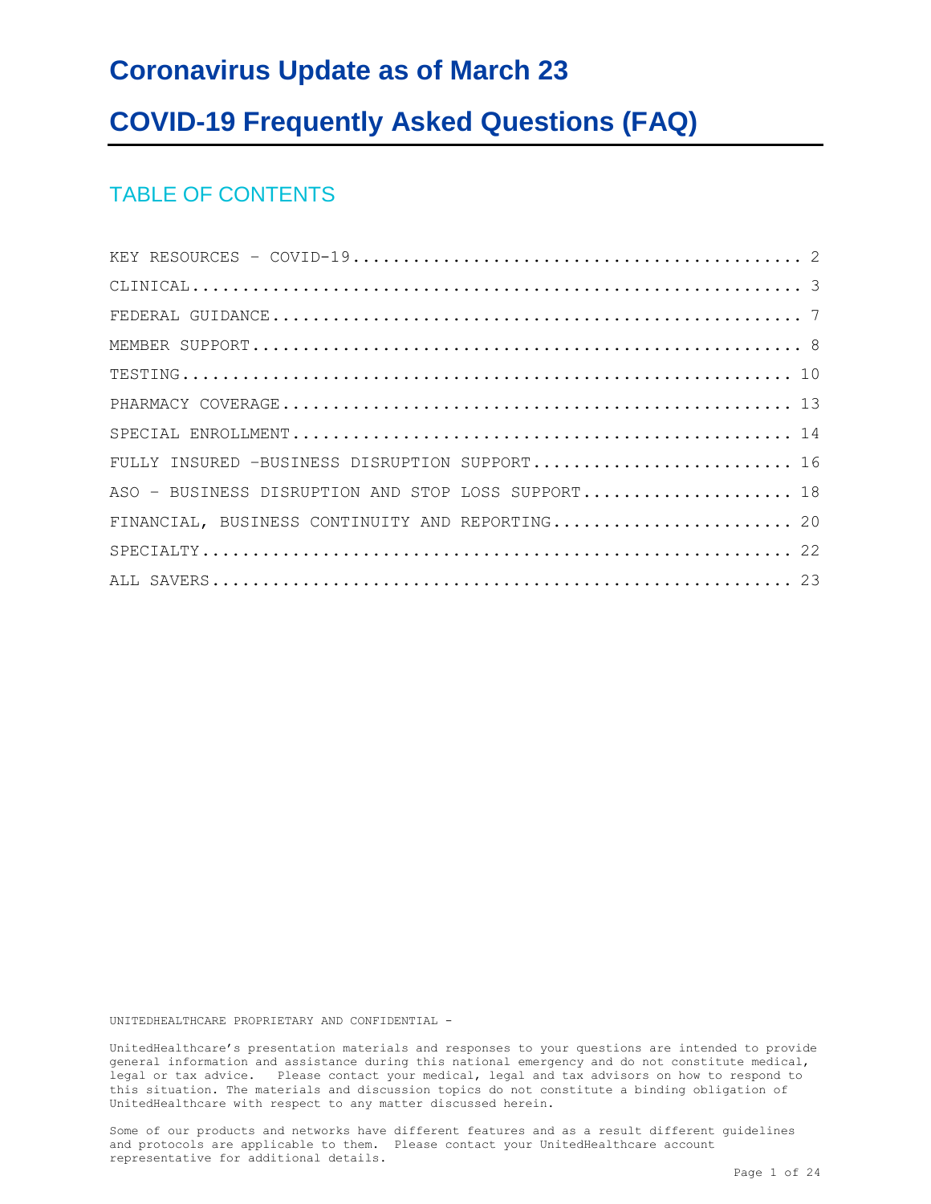# Coronavirus Update as of March 23

# COVID-19 Frequently Asked Questions (FAQ)

## TABLE OF CONTENTS

KEY RESOURCES – COVID-19 ........................................ 2

CLINICAL ........................................ 3

FEDERAL GUIDANCE ........................................ 7

MEMBER SUPPORT ........................................ 8

TESTING ........................................ 10

PHARMACY COVERAGE ........................................ 13

SPECIAL ENROLLMENT ........................................ 14

FULLY INSURED –BUSINESS DISRUPTION SUPPORT ........................................ 16

ASO – BUSINESS DISRUPTION AND STOP LOSS SUPPORT ........................................ 18

FINANCIAL, BUSINESS CONTINUITY AND REPORTING ........................................ 20

SPECIALTY ........................................ 22

ALL SAVERS ........................................ 23

UNITEDHEALTHCARE PROPRIETARY AND CONFIDENTIAL -

UnitedHealthcare's presentation materials and responses to your questions are intended to provide general information and assistance during this national emergency and do not constitute medical, legal or tax advice. Please contact your medical, legal and tax advisors on how to respond to this situation. The materials and discussion topics do not constitute a binding obligation of UnitedHealthcare with respect to any matter discussed herein.

Some of our products and networks have different features and as a result different guidelines and protocols are applicable to them. Please contact your UnitedHealthcare account representative for additional details.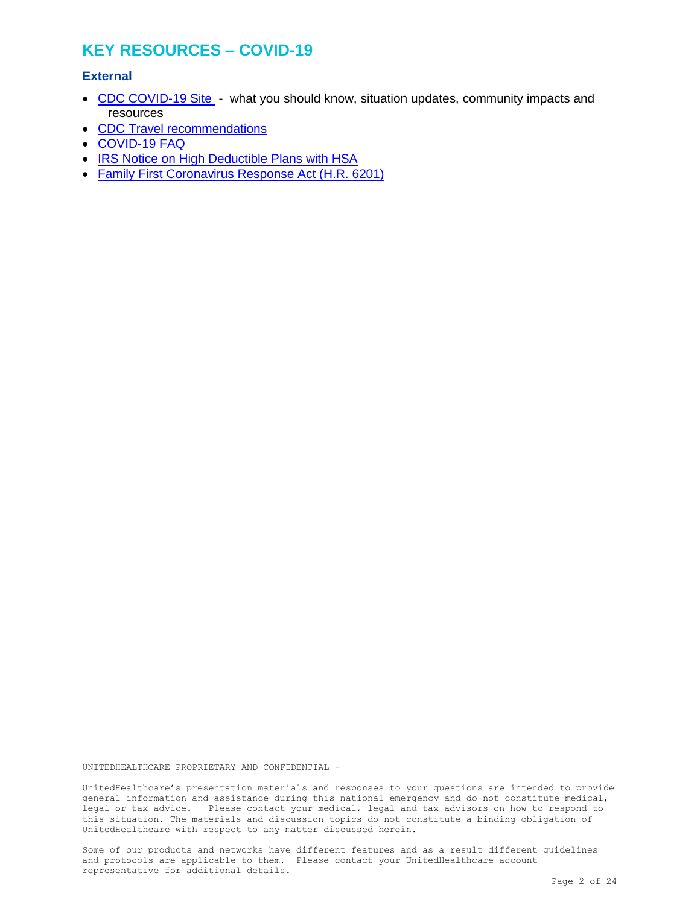# KEY RESOURCES – COVID-19

## External

- CDC COVID-19 Site - what you should know, situation updates, community impacts and resources
- CDC Travel recommendations
- COVID-19 FAQ
- IRS Notice on High Deductible Plans with HSA
- Family First Coronavirus Response Act (H.R. 6201)

UNITEDHEALTHCARE PROPRIETARY AND CONFIDENTIAL -

UnitedHealthcare's presentation materials and responses to your questions are intended to provide general information and assistance during this national emergency and do not constitute medical, legal or tax advice. Please contact your medical, legal and tax advisors on how to respond to this situation. The materials and discussion topics do not constitute a binding obligation of UnitedHealthcare with respect to any matter discussed herein.

Some of our products and networks have different features and as a result different guidelines and protocols are applicable to them. Please contact your UnitedHealthcare account representative for additional details.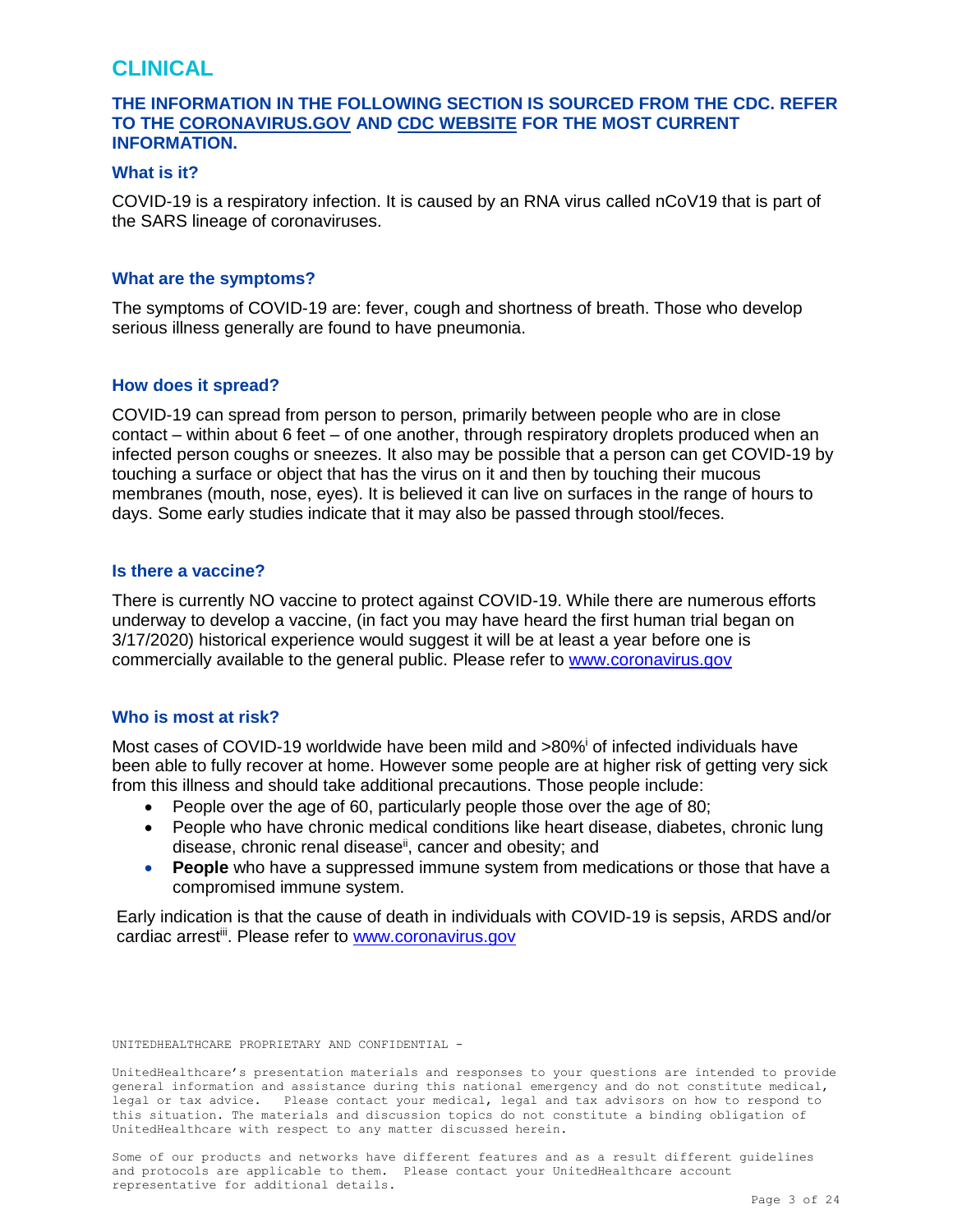# CLINICAL

**THE INFORMATION IN THE FOLLOWING SECTION IS SOURCED FROM THE CDC. REFER TO THE CORONAVIRUS.GOV AND CDC WEBSITE FOR THE MOST CURRENT INFORMATION.**

### What is it?

COVID-19 is a respiratory infection. It is caused by an RNA virus called nCoV19 that is part of the SARS lineage of coronaviruses.

### What are the symptoms?

The symptoms of COVID-19 are: fever, cough and shortness of breath. Those who develop serious illness generally are found to have pneumonia.

### How does it spread?

COVID-19 can spread from person to person, primarily between people who are in close contact – within about 6 feet – of one another, through respiratory droplets produced when an infected person coughs or sneezes. It also may be possible that a person can get COVID-19 by touching a surface or object that has the virus on it and then by touching their mucous membranes (mouth, nose, eyes). It is believed it can live on surfaces in the range of hours to days. Some early studies indicate that it may also be passed through stool/feces.

### Is there a vaccine?

There is currently NO vaccine to protect against COVID-19. While there are numerous efforts underway to develop a vaccine, (in fact you may have heard the first human trial began on 3/17/2020) historical experience would suggest it will be at least a year before one is commercially available to the general public. Please refer to www.coronavirus.gov

### Who is most at risk?

Most cases of COVID-19 worldwide have been mild and >80%[i] of infected individuals have been able to fully recover at home. However some people are at higher risk of getting very sick from this illness and should take additional precautions. Those people include:

- People over the age of 60, particularly people those over the age of 80;
- People who have chronic medical conditions like heart disease, diabetes, chronic lung disease, chronic renal disease[ii], cancer and obesity; and
- **People** who have a suppressed immune system from medications or those that have a compromised immune system.

Early indication is that the cause of death in individuals with COVID-19 is sepsis, ARDS and/or cardiac arrest[iii]. Please refer to www.coronavirus.gov

UNITEDHEALTHCARE PROPRIETARY AND CONFIDENTIAL -

UnitedHealthcare's presentation materials and responses to your questions are intended to provide general information and assistance during this national emergency and do not constitute medical, legal or tax advice. Please contact your medical, legal and tax advisors on how to respond to this situation. The materials and discussion topics do not constitute a binding obligation of UnitedHealthcare with respect to any matter discussed herein.

Some of our products and networks have different features and as a result different guidelines and protocols are applicable to them. Please contact your UnitedHealthcare account representative for additional details.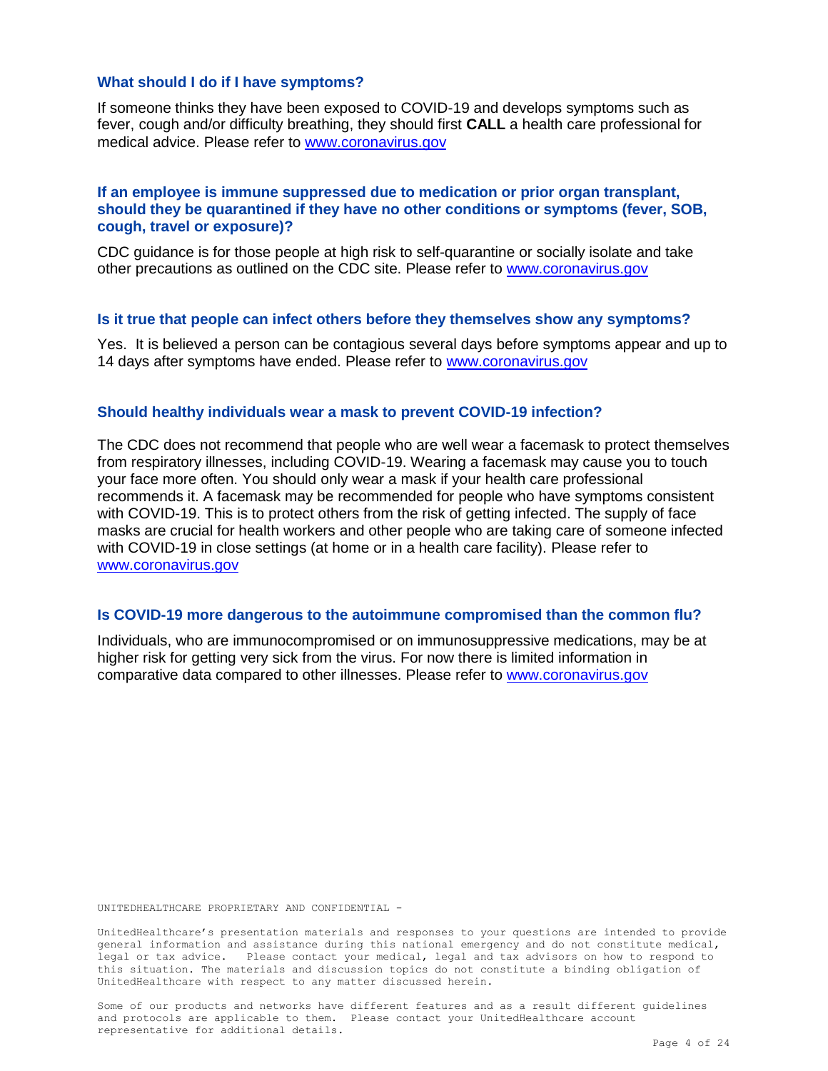### What should I do if I have symptoms?

If someone thinks they have been exposed to COVID-19 and develops symptoms such as fever, cough and/or difficulty breathing, they should first **CALL** a health care professional for medical advice. Please refer to [www.coronavirus.gov](www.coronavirus.gov)

### If an employee is immune suppressed due to medication or prior organ transplant, should they be quarantined if they have no other conditions or symptoms (fever, SOB, cough, travel or exposure)?

CDC guidance is for those people at high risk to self-quarantine or socially isolate and take other precautions as outlined on the CDC site. Please refer to [www.coronavirus.gov](www.coronavirus.gov)

### Is it true that people can infect others before they themselves show any symptoms?

Yes. It is believed a person can be contagious several days before symptoms appear and up to 14 days after symptoms have ended. Please refer to [www.coronavirus.gov](www.coronavirus.gov)

### Should healthy individuals wear a mask to prevent COVID-19 infection?

The CDC does not recommend that people who are well wear a facemask to protect themselves from respiratory illnesses, including COVID-19. Wearing a facemask may cause you to touch your face more often. You should only wear a mask if your health care professional recommends it. A facemask may be recommended for people who have symptoms consistent with COVID-19. This is to protect others from the risk of getting infected. The supply of face masks are crucial for health workers and other people who are taking care of someone infected with COVID-19 in close settings (at home or in a health care facility). Please refer to [www.coronavirus.gov](www.coronavirus.gov)

### Is COVID-19 more dangerous to the autoimmune compromised than the common flu?

Individuals, who are immunocompromised or on immunosuppressive medications, may be at higher risk for getting very sick from the virus. For now there is limited information in comparative data compared to other illnesses. Please refer to [www.coronavirus.gov](www.coronavirus.gov)

UNITEDHEALTHCARE PROPRIETARY AND CONFIDENTIAL -

UnitedHealthcare's presentation materials and responses to your questions are intended to provide general information and assistance during this national emergency and do not constitute medical, legal or tax advice. Please contact your medical, legal and tax advisors on how to respond to this situation. The materials and discussion topics do not constitute a binding obligation of UnitedHealthcare with respect to any matter discussed herein.

Some of our products and networks have different features and as a result different guidelines and protocols are applicable to them. Please contact your UnitedHealthcare account representative for additional details.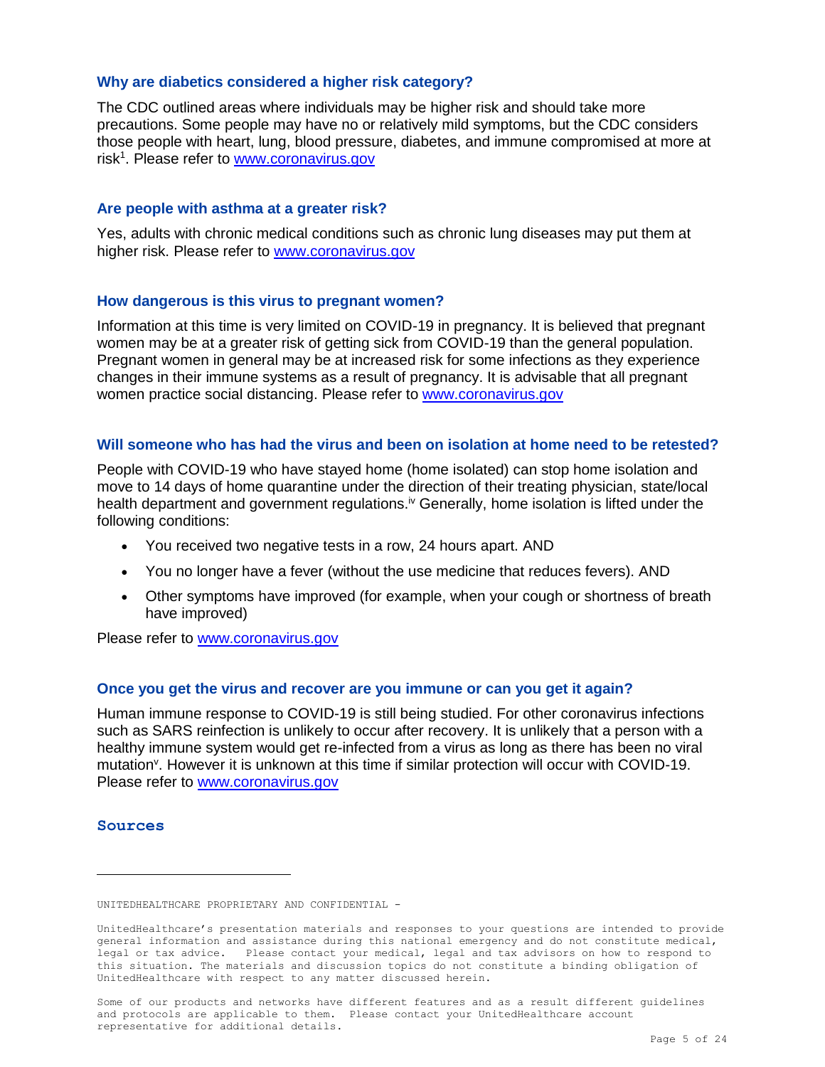### Why are diabetics considered a higher risk category?

The CDC outlined areas where individuals may be higher risk and should take more precautions. Some people may have no or relatively mild symptoms, but the CDC considers those people with heart, lung, blood pressure, diabetes, and immune compromised at more at risk[1]. Please refer to www.coronavirus.gov

### Are people with asthma at a greater risk?

Yes, adults with chronic medical conditions such as chronic lung diseases may put them at higher risk. Please refer to www.coronavirus.gov

### How dangerous is this virus to pregnant women?

Information at this time is very limited on COVID-19 in pregnancy. It is believed that pregnant women may be at a greater risk of getting sick from COVID-19 than the general population. Pregnant women in general may be at increased risk for some infections as they experience changes in their immune systems as a result of pregnancy. It is advisable that all pregnant women practice social distancing. Please refer to www.coronavirus.gov

### Will someone who has had the virus and been on isolation at home need to be retested?

People with COVID-19 who have stayed home (home isolated) can stop home isolation and move to 14 days of home quarantine under the direction of their treating physician, state/local health department and government regulations.[iv] Generally, home isolation is lifted under the following conditions:

- You received two negative tests in a row, 24 hours apart. AND
- You no longer have a fever (without the use medicine that reduces fevers). AND
- Other symptoms have improved (for example, when your cough or shortness of breath have improved)

Please refer to www.coronavirus.gov

### Once you get the virus and recover are you immune or can you get it again?

Human immune response to COVID-19 is still being studied. For other coronavirus infections such as SARS reinfection is unlikely to occur after recovery. It is unlikely that a person with a healthy immune system would get re-infected from a virus as long as there has been no viral mutation[v]. However it is unknown at this time if similar protection will occur with COVID-19. Please refer to www.coronavirus.gov

### Sources

UNITEDHEALTHCARE PROPRIETARY AND CONFIDENTIAL -

UnitedHealthcare's presentation materials and responses to your questions are intended to provide general information and assistance during this national emergency and do not constitute medical, legal or tax advice. Please contact your medical, legal and tax advisors on how to respond to this situation. The materials and discussion topics do not constitute a binding obligation of UnitedHealthcare with respect to any matter discussed herein.

Some of our products and networks have different features and as a result different guidelines and protocols are applicable to them. Please contact your UnitedHealthcare account representative for additional details.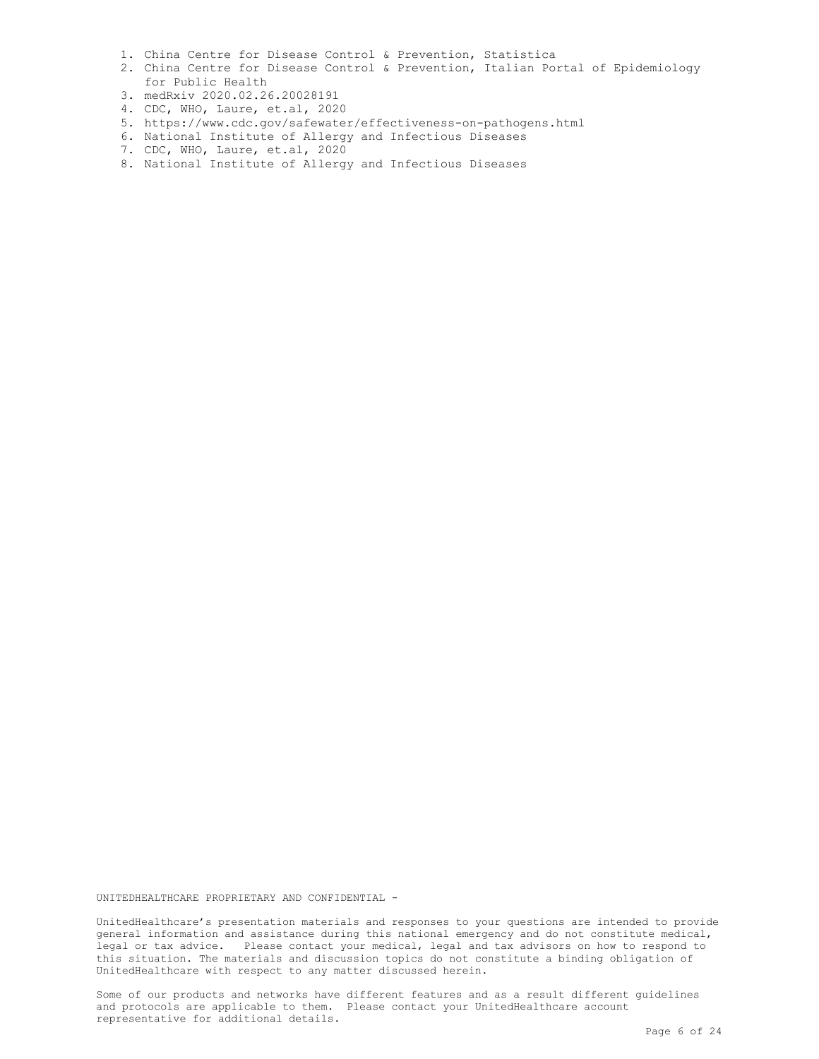1. China Centre for Disease Control & Prevention, Statistica
2. China Centre for Disease Control & Prevention, Italian Portal of Epidemiology for Public Health
3. medRxiv 2020.02.26.20028191
4. CDC, WHO, Laure, et.al, 2020
5. https://www.cdc.gov/safewater/effectiveness-on-pathogens.html
6. National Institute of Allergy and Infectious Diseases
7. CDC, WHO, Laure, et.al, 2020
8. National Institute of Allergy and Infectious Diseases

UNITEDHEALTHCARE PROPRIETARY AND CONFIDENTIAL -

UnitedHealthcare's presentation materials and responses to your questions are intended to provide general information and assistance during this national emergency and do not constitute medical, legal or tax advice. Please contact your medical, legal and tax advisors on how to respond to this situation. The materials and discussion topics do not constitute a binding obligation of UnitedHealthcare with respect to any matter discussed herein.

Some of our products and networks have different features and as a result different guidelines and protocols are applicable to them. Please contact your UnitedHealthcare account representative for additional details.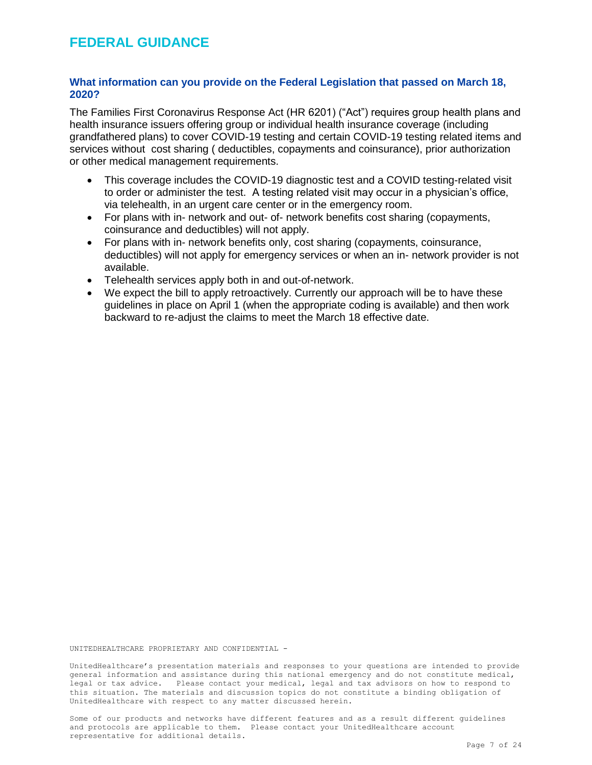# FEDERAL GUIDANCE

### What information can you provide on the Federal Legislation that passed on March 18, 2020?

The Families First Coronavirus Response Act (HR 6201) ("Act") requires group health plans and health insurance issuers offering group or individual health insurance coverage (including grandfathered plans) to cover COVID-19 testing and certain COVID-19 testing related items and services without cost sharing ( deductibles, copayments and coinsurance), prior authorization or other medical management requirements.

- This coverage includes the COVID-19 diagnostic test and a COVID testing-related visit to order or administer the test. A testing related visit may occur in a physician's office, via telehealth, in an urgent care center or in the emergency room.
- For plans with in- network and out- of- network benefits cost sharing (copayments, coinsurance and deductibles) will not apply.
- For plans with in- network benefits only, cost sharing (copayments, coinsurance, deductibles) will not apply for emergency services or when an in- network provider is not available.
- Telehealth services apply both in and out-of-network.
- We expect the bill to apply retroactively. Currently our approach will be to have these guidelines in place on April 1 (when the appropriate coding is available) and then work backward to re-adjust the claims to meet the March 18 effective date.

UNITEDHEALTHCARE PROPRIETARY AND CONFIDENTIAL -

UnitedHealthcare's presentation materials and responses to your questions are intended to provide general information and assistance during this national emergency and do not constitute medical, legal or tax advice. Please contact your medical, legal and tax advisors on how to respond to this situation. The materials and discussion topics do not constitute a binding obligation of UnitedHealthcare with respect to any matter discussed herein.

Some of our products and networks have different features and as a result different guidelines and protocols are applicable to them. Please contact your UnitedHealthcare account representative for additional details.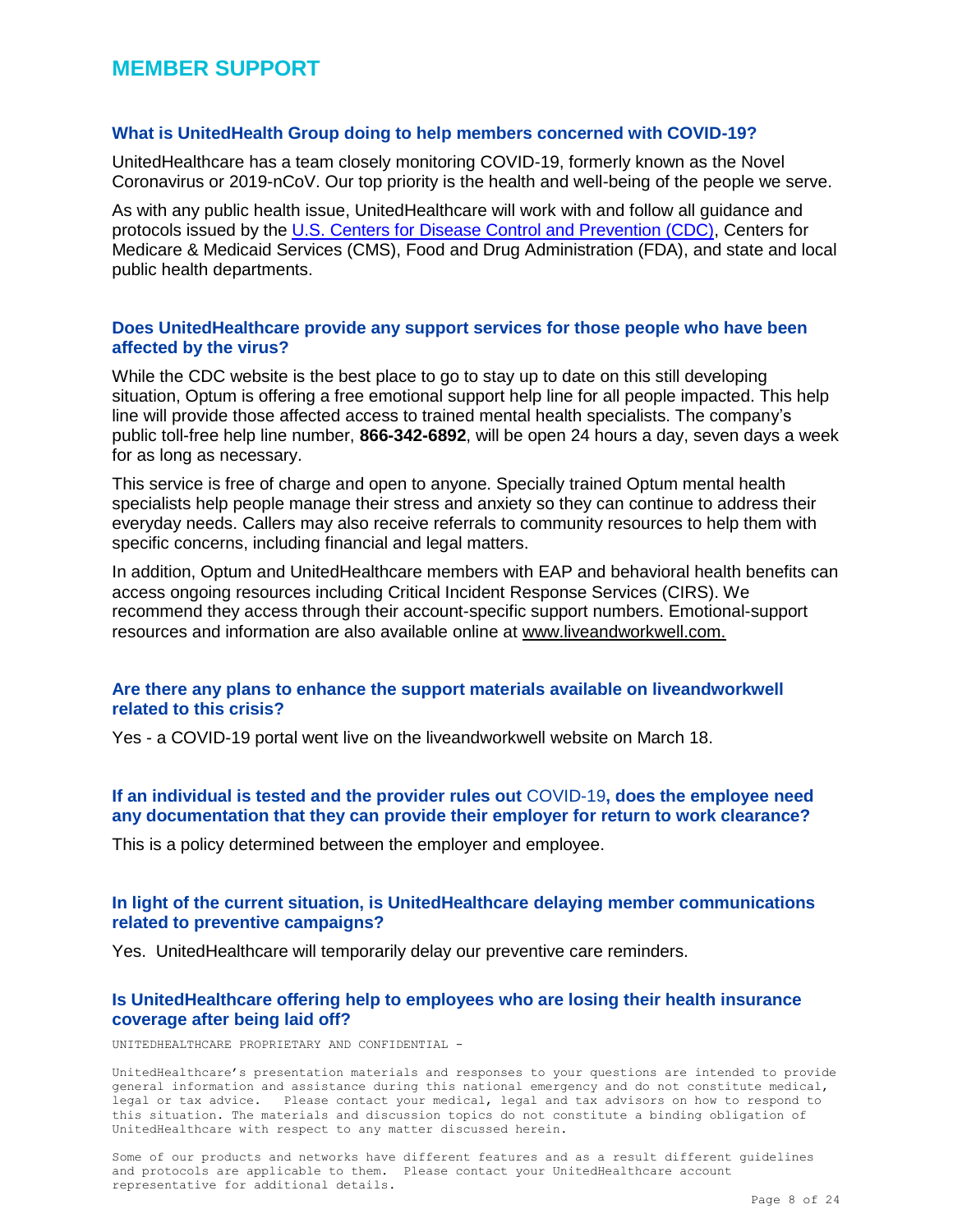# MEMBER SUPPORT

### What is UnitedHealth Group doing to help members concerned with COVID-19?

UnitedHealthcare has a team closely monitoring COVID-19, formerly known as the Novel Coronavirus or 2019-nCoV. Our top priority is the health and well-being of the people we serve.

As with any public health issue, UnitedHealthcare will work with and follow all guidance and protocols issued by the U.S. Centers for Disease Control and Prevention (CDC), Centers for Medicare & Medicaid Services (CMS), Food and Drug Administration (FDA), and state and local public health departments.

### Does UnitedHealthcare provide any support services for those people who have been affected by the virus?

While the CDC website is the best place to go to stay up to date on this still developing situation, Optum is offering a free emotional support help line for all people impacted. This help line will provide those affected access to trained mental health specialists. The company's public toll-free help line number, **866-342-6892**, will be open 24 hours a day, seven days a week for as long as necessary.

This service is free of charge and open to anyone. Specially trained Optum mental health specialists help people manage their stress and anxiety so they can continue to address their everyday needs. Callers may also receive referrals to community resources to help them with specific concerns, including financial and legal matters.

In addition, Optum and UnitedHealthcare members with EAP and behavioral health benefits can access ongoing resources including Critical Incident Response Services (CIRS). We recommend they access through their account-specific support numbers. Emotional-support resources and information are also available online at www.liveandworkwell.com.

### Are there any plans to enhance the support materials available on liveandworkwell related to this crisis?

Yes - a COVID-19 portal went live on the liveandworkwell website on March 18.

### If an individual is tested and the provider rules out COVID-19, does the employee need any documentation that they can provide their employer for return to work clearance?

This is a policy determined between the employer and employee.

### In light of the current situation, is UnitedHealthcare delaying member communications related to preventive campaigns?

Yes. UnitedHealthcare will temporarily delay our preventive care reminders.

### Is UnitedHealthcare offering help to employees who are losing their health insurance coverage after being laid off?

UNITEDHEALTHCARE PROPRIETARY AND CONFIDENTIAL -

UnitedHealthcare's presentation materials and responses to your questions are intended to provide general information and assistance during this national emergency and do not constitute medical, legal or tax advice. Please contact your medical, legal and tax advisors on how to respond to this situation. The materials and discussion topics do not constitute a binding obligation of UnitedHealthcare with respect to any matter discussed herein.

Some of our products and networks have different features and as a result different guidelines and protocols are applicable to them. Please contact your UnitedHealthcare account representative for additional details.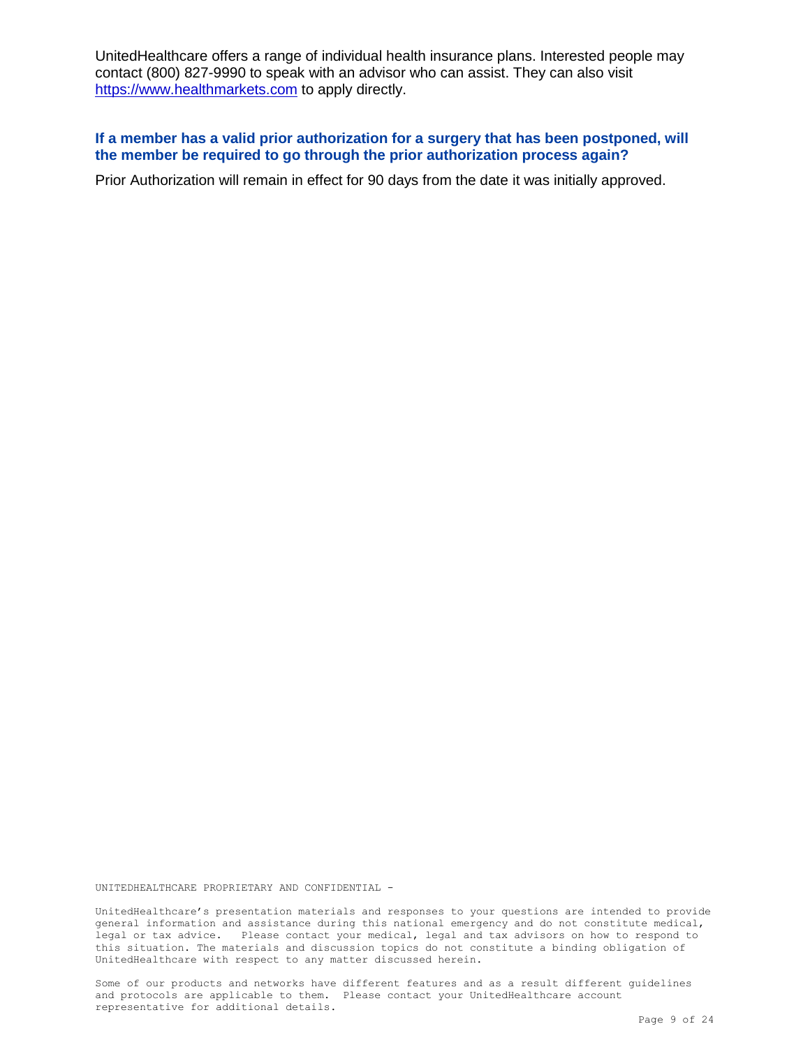UnitedHealthcare offers a range of individual health insurance plans. Interested people may contact (800) 827-9990 to speak with an advisor who can assist. They can also visit [https://www.healthmarkets.com](https://www.healthmarkets.com) to apply directly.

### If a member has a valid prior authorization for a surgery that has been postponed, will the member be required to go through the prior authorization process again?

Prior Authorization will remain in effect for 90 days from the date it was initially approved.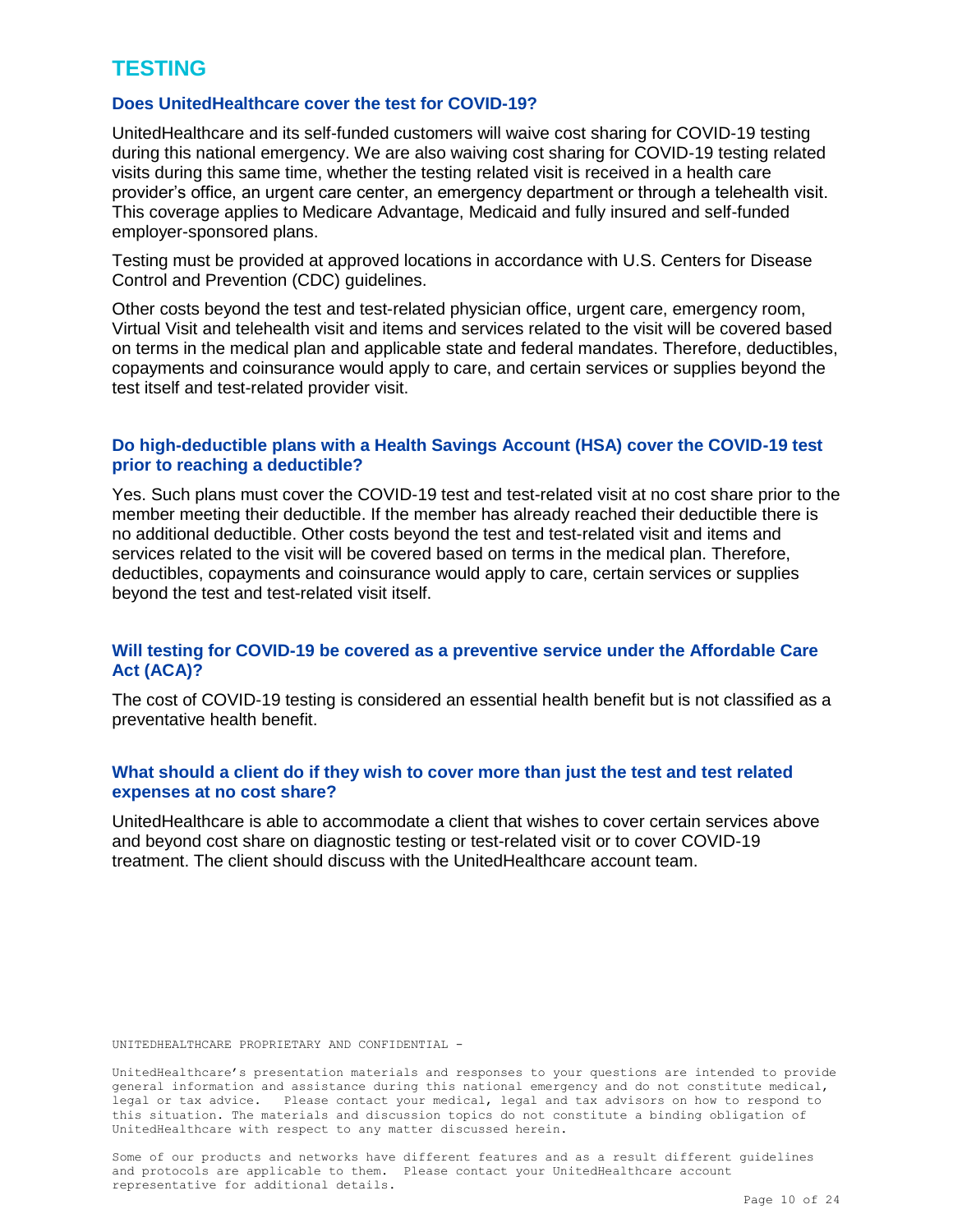# TESTING

### Does UnitedHealthcare cover the test for COVID-19?

UnitedHealthcare and its self-funded customers will waive cost sharing for COVID-19 testing during this national emergency. We are also waiving cost sharing for COVID-19 testing related visits during this same time, whether the testing related visit is received in a health care provider's office, an urgent care center, an emergency department or through a telehealth visit. This coverage applies to Medicare Advantage, Medicaid and fully insured and self-funded employer-sponsored plans.

Testing must be provided at approved locations in accordance with U.S. Centers for Disease Control and Prevention (CDC) guidelines.

Other costs beyond the test and test-related physician office, urgent care, emergency room, Virtual Visit and telehealth visit and items and services related to the visit will be covered based on terms in the medical plan and applicable state and federal mandates. Therefore, deductibles, copayments and coinsurance would apply to care, and certain services or supplies beyond the test itself and test-related provider visit.

### Do high-deductible plans with a Health Savings Account (HSA) cover the COVID-19 test prior to reaching a deductible?

Yes. Such plans must cover the COVID-19 test and test-related visit at no cost share prior to the member meeting their deductible. If the member has already reached their deductible there is no additional deductible. Other costs beyond the test and test-related visit and items and services related to the visit will be covered based on terms in the medical plan. Therefore, deductibles, copayments and coinsurance would apply to care, certain services or supplies beyond the test and test-related visit itself.

### Will testing for COVID-19 be covered as a preventive service under the Affordable Care Act (ACA)?

The cost of COVID-19 testing is considered an essential health benefit but is not classified as a preventative health benefit.

### What should a client do if they wish to cover more than just the test and test related expenses at no cost share?

UnitedHealthcare is able to accommodate a client that wishes to cover certain services above and beyond cost share on diagnostic testing or test-related visit or to cover COVID-19 treatment. The client should discuss with the UnitedHealthcare account team.

UNITEDHEALTHCARE PROPRIETARY AND CONFIDENTIAL -

UnitedHealthcare's presentation materials and responses to your questions are intended to provide general information and assistance during this national emergency and do not constitute medical, legal or tax advice. Please contact your medical, legal and tax advisors on how to respond to this situation. The materials and discussion topics do not constitute a binding obligation of UnitedHealthcare with respect to any matter discussed herein.

Some of our products and networks have different features and as a result different guidelines and protocols are applicable to them. Please contact your UnitedHealthcare account representative for additional details.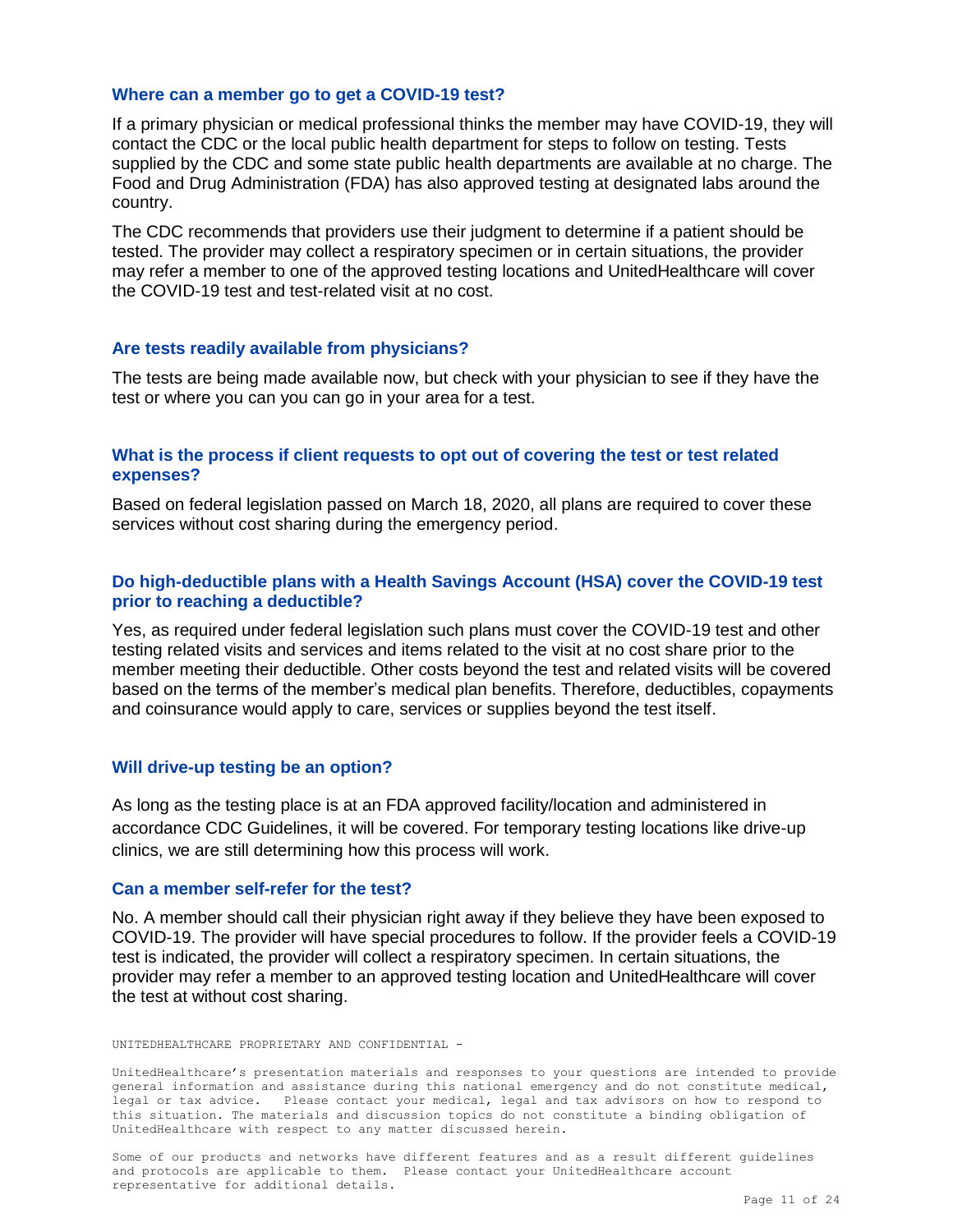### Where can a member go to get a COVID-19 test?

If a primary physician or medical professional thinks the member may have COVID-19, they will contact the CDC or the local public health department for steps to follow on testing. Tests supplied by the CDC and some state public health departments are available at no charge. The Food and Drug Administration (FDA) has also approved testing at designated labs around the country.

The CDC recommends that providers use their judgment to determine if a patient should be tested. The provider may collect a respiratory specimen or in certain situations, the provider may refer a member to one of the approved testing locations and UnitedHealthcare will cover the COVID-19 test and test-related visit at no cost.

### Are tests readily available from physicians?

The tests are being made available now, but check with your physician to see if they have the test or where you can you can go in your area for a test.

### What is the process if client requests to opt out of covering the test or test related expenses?

Based on federal legislation passed on March 18, 2020, all plans are required to cover these services without cost sharing during the emergency period.

### Do high-deductible plans with a Health Savings Account (HSA) cover the COVID-19 test prior to reaching a deductible?

Yes, as required under federal legislation such plans must cover the COVID-19 test and other testing related visits and services and items related to the visit at no cost share prior to the member meeting their deductible. Other costs beyond the test and related visits will be covered based on the terms of the member's medical plan benefits. Therefore, deductibles, copayments and coinsurance would apply to care, services or supplies beyond the test itself.

### Will drive-up testing be an option?

As long as the testing place is at an FDA approved facility/location and administered in accordance CDC Guidelines, it will be covered. For temporary testing locations like drive-up clinics, we are still determining how this process will work.

### Can a member self-refer for the test?

No. A member should call their physician right away if they believe they have been exposed to COVID-19. The provider will have special procedures to follow. If the provider feels a COVID-19 test is indicated, the provider will collect a respiratory specimen. In certain situations, the provider may refer a member to an approved testing location and UnitedHealthcare will cover the test at without cost sharing.

UNITEDHEALTHCARE PROPRIETARY AND CONFIDENTIAL -

UnitedHealthcare's presentation materials and responses to your questions are intended to provide general information and assistance during this national emergency and do not constitute medical, legal or tax advice. Please contact your medical, legal and tax advisors on how to respond to this situation. The materials and discussion topics do not constitute a binding obligation of UnitedHealthcare with respect to any matter discussed herein.

Some of our products and networks have different features and as a result different guidelines and protocols are applicable to them. Please contact your UnitedHealthcare account representative for additional details.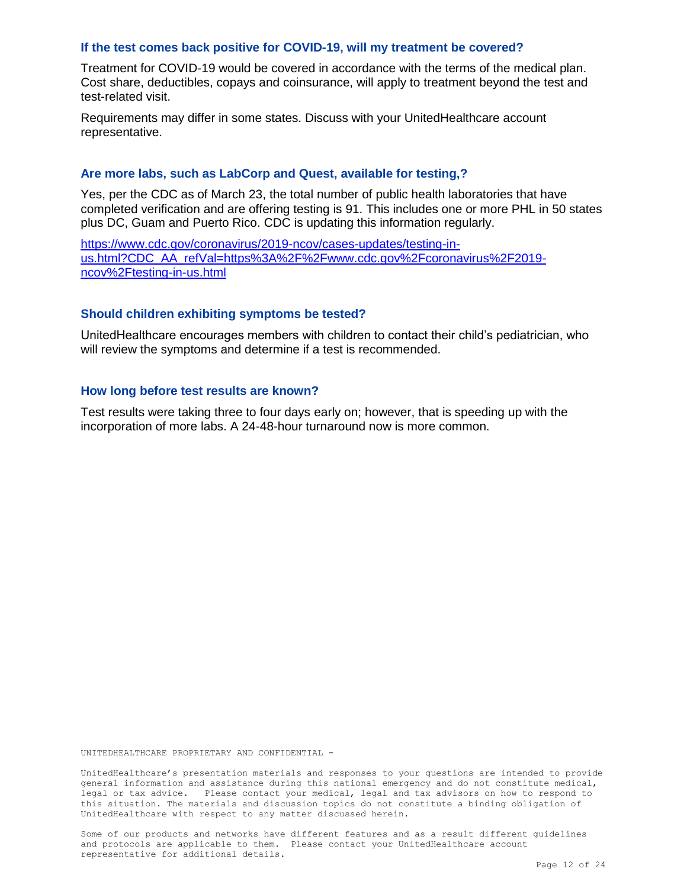### If the test comes back positive for COVID-19, will my treatment be covered?

Treatment for COVID-19 would be covered in accordance with the terms of the medical plan. Cost share, deductibles, copays and coinsurance, will apply to treatment beyond the test and test-related visit.

Requirements may differ in some states. Discuss with your UnitedHealthcare account representative.

### Are more labs, such as LabCorp and Quest, available for testing,?

Yes, per the CDC as of March 23, the total number of public health laboratories that have completed verification and are offering testing is 91. This includes one or more PHL in 50 states plus DC, Guam and Puerto Rico. CDC is updating this information regularly.

[https://www.cdc.gov/coronavirus/2019-ncov/cases-updates/testing-in-us.html?CDC_AA_refVal=https%3A%2F%2Fwww.cdc.gov%2Fcoronavirus%2F2019-ncov%2Ftesting-in-us.html](https://www.cdc.gov/coronavirus/2019-ncov/cases-updates/testing-in-us.html?CDC_AA_refVal=https%3A%2F%2Fwww.cdc.gov%2Fcoronavirus%2F2019-ncov%2Ftesting-in-us.html)

### Should children exhibiting symptoms be tested?

UnitedHealthcare encourages members with children to contact their child's pediatrician, who will review the symptoms and determine if a test is recommended.

### How long before test results are known?

Test results were taking three to four days early on; however, that is speeding up with the incorporation of more labs. A 24-48-hour turnaround now is more common.

UNITEDHEALTHCARE PROPRIETARY AND CONFIDENTIAL -

UnitedHealthcare's presentation materials and responses to your questions are intended to provide general information and assistance during this national emergency and do not constitute medical, legal or tax advice. Please contact your medical, legal and tax advisors on how to respond to this situation. The materials and discussion topics do not constitute a binding obligation of UnitedHealthcare with respect to any matter discussed herein.

Some of our products and networks have different features and as a result different guidelines and protocols are applicable to them. Please contact your UnitedHealthcare account representative for additional details.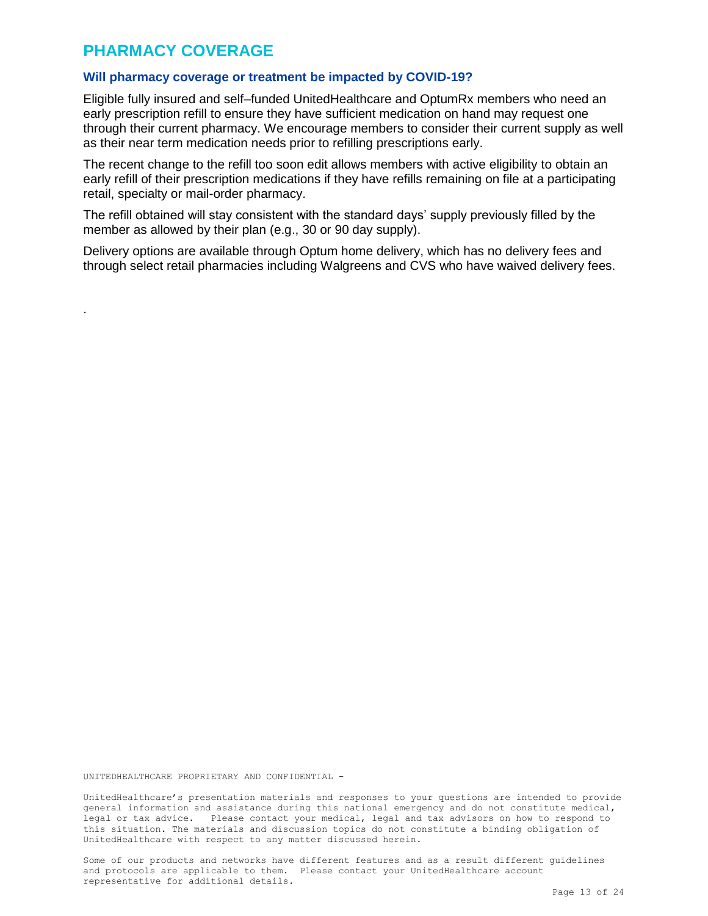## PHARMACY COVERAGE

### Will pharmacy coverage or treatment be impacted by COVID-19?

Eligible fully insured and self–funded UnitedHealthcare and OptumRx members who need an early prescription refill to ensure they have sufficient medication on hand may request one through their current pharmacy. We encourage members to consider their current supply as well as their near term medication needs prior to refilling prescriptions early.

The recent change to the refill too soon edit allows members with active eligibility to obtain an early refill of their prescription medications if they have refills remaining on file at a participating retail, specialty or mail-order pharmacy.

The refill obtained will stay consistent with the standard days' supply previously filled by the member as allowed by their plan (e.g., 30 or 90 day supply).

Delivery options are available through Optum home delivery, which has no delivery fees and through select retail pharmacies including Walgreens and CVS who have waived delivery fees.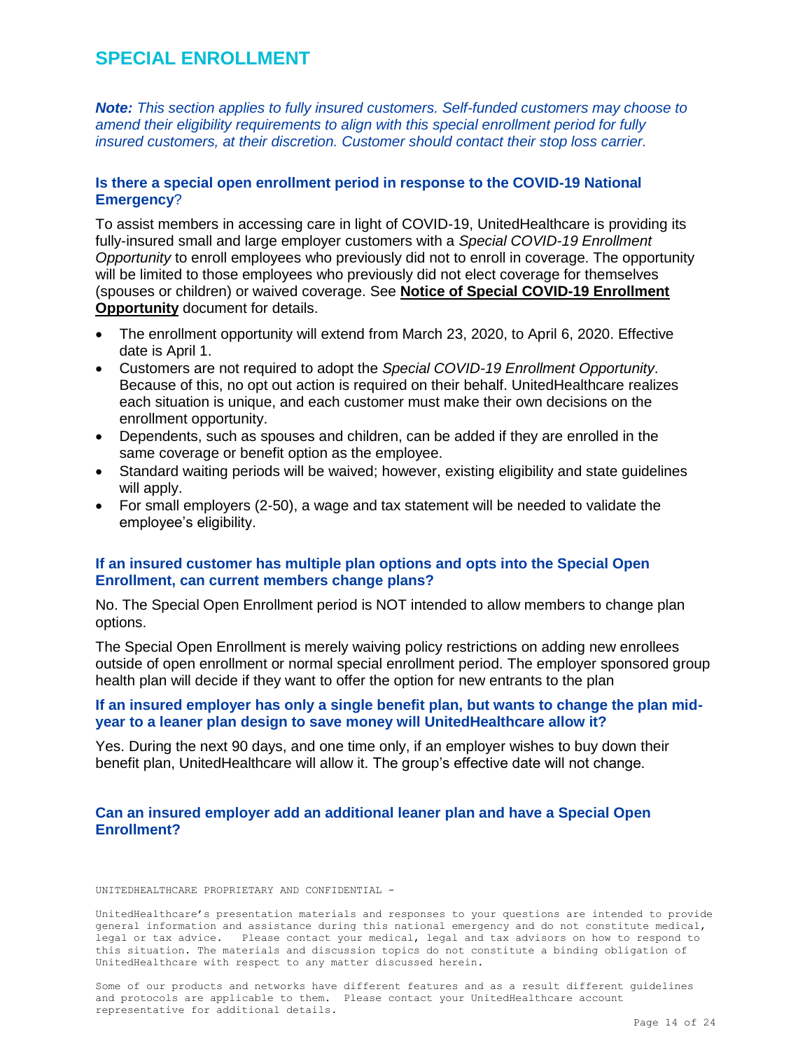## SPECIAL ENROLLMENT

***Note:*** *This section applies to fully insured customers. Self-funded customers may choose to amend their eligibility requirements to align with this special enrollment period for fully insured customers, at their discretion. Customer should contact their stop loss carrier.*

### Is there a special open enrollment period in response to the COVID-19 National Emergency?

To assist members in accessing care in light of COVID-19, UnitedHealthcare is providing its fully-insured small and large employer customers with a *Special COVID-19 Enrollment Opportunity* to enroll employees who previously did not to enroll in coverage. The opportunity will be limited to those employees who previously did not elect coverage for themselves (spouses or children) or waived coverage. See **Notice of Special COVID-19 Enrollment Opportunity** document for details.

- The enrollment opportunity will extend from March 23, 2020, to April 6, 2020. Effective date is April 1.
- Customers are not required to adopt the *Special COVID-19 Enrollment Opportunity*. Because of this, no opt out action is required on their behalf. UnitedHealthcare realizes each situation is unique, and each customer must make their own decisions on the enrollment opportunity.
- Dependents, such as spouses and children, can be added if they are enrolled in the same coverage or benefit option as the employee.
- Standard waiting periods will be waived; however, existing eligibility and state guidelines will apply.
- For small employers (2-50), a wage and tax statement will be needed to validate the employee's eligibility.

### If an insured customer has multiple plan options and opts into the Special Open Enrollment, can current members change plans?

No. The Special Open Enrollment period is NOT intended to allow members to change plan options.

The Special Open Enrollment is merely waiving policy restrictions on adding new enrollees outside of open enrollment or normal special enrollment period. The employer sponsored group health plan will decide if they want to offer the option for new entrants to the plan

### If an insured employer has only a single benefit plan, but wants to change the plan mid-year to a leaner plan design to save money will UnitedHealthcare allow it?

Yes. During the next 90 days, and one time only, if an employer wishes to buy down their benefit plan, UnitedHealthcare will allow it. The group's effective date will not change.

### Can an insured employer add an additional leaner plan and have a Special Open Enrollment?

UNITEDHEALTHCARE PROPRIETARY AND CONFIDENTIAL -

UnitedHealthcare's presentation materials and responses to your questions are intended to provide general information and assistance during this national emergency and do not constitute medical, legal or tax advice. Please contact your medical, legal and tax advisors on how to respond to this situation. The materials and discussion topics do not constitute a binding obligation of UnitedHealthcare with respect to any matter discussed herein.

Some of our products and networks have different features and as a result different guidelines and protocols are applicable to them. Please contact your UnitedHealthcare account representative for additional details.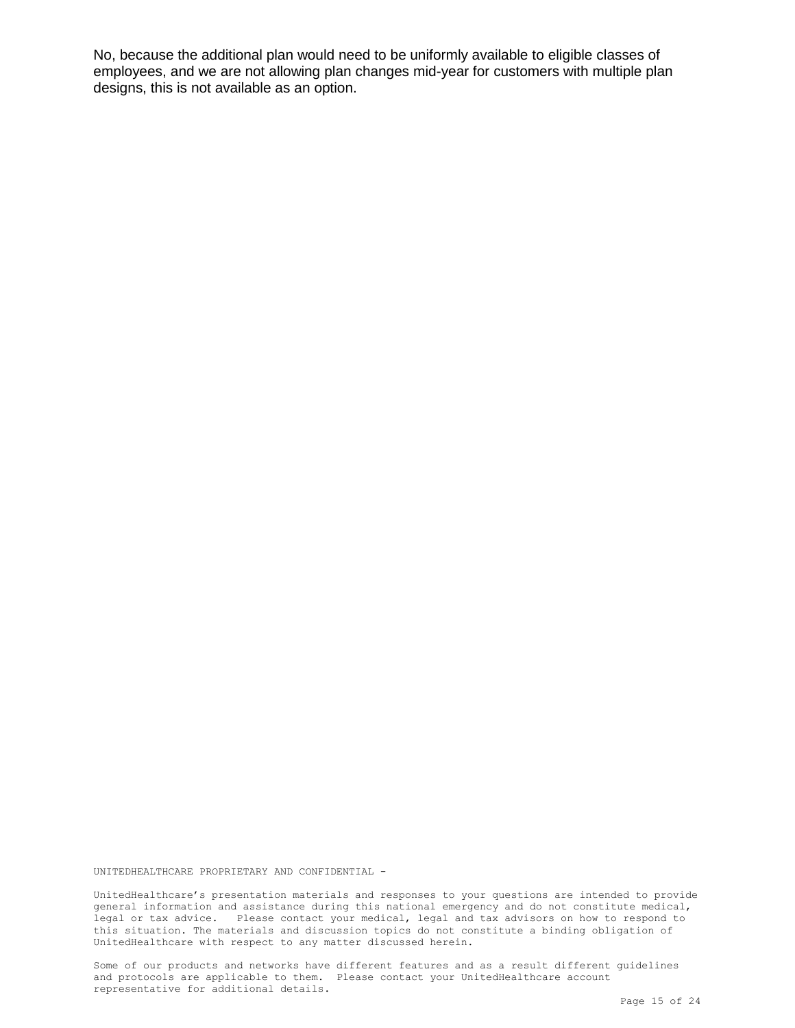No, because the additional plan would need to be uniformly available to eligible classes of employees, and we are not allowing plan changes mid-year for customers with multiple plan designs, this is not available as an option.

UNITEDHEALTHCARE PROPRIETARY AND CONFIDENTIAL -

UnitedHealthcare's presentation materials and responses to your questions are intended to provide general information and assistance during this national emergency and do not constitute medical, legal or tax advice. Please contact your medical, legal and tax advisors on how to respond to this situation. The materials and discussion topics do not constitute a binding obligation of UnitedHealthcare with respect to any matter discussed herein.

Some of our products and networks have different features and as a result different guidelines and protocols are applicable to them. Please contact your UnitedHealthcare account representative for additional details.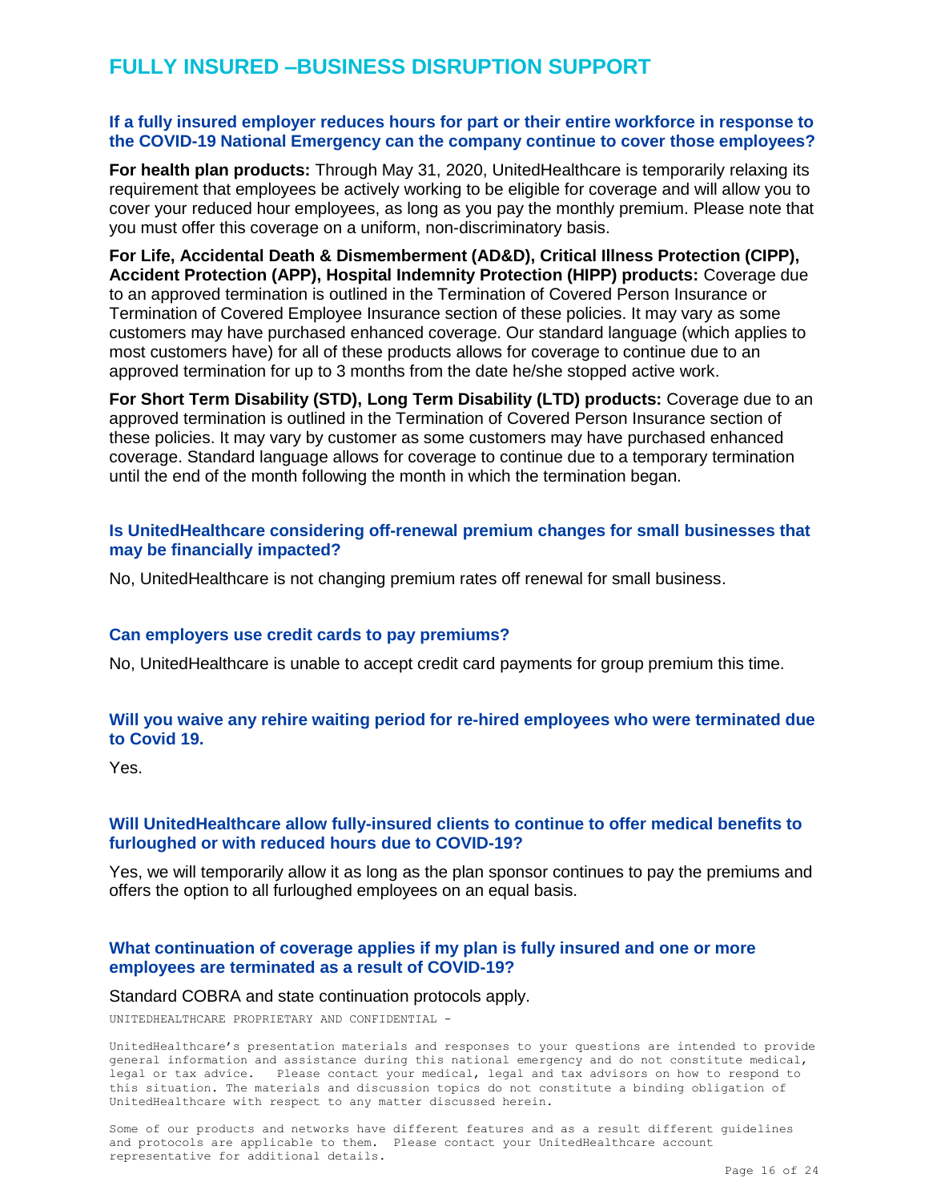## FULLY INSURED –BUSINESS DISRUPTION SUPPORT

### If a fully insured employer reduces hours for part or their entire workforce in response to the COVID-19 National Emergency can the company continue to cover those employees?

**For health plan products:** Through May 31, 2020, UnitedHealthcare is temporarily relaxing its requirement that employees be actively working to be eligible for coverage and will allow you to cover your reduced hour employees, as long as you pay the monthly premium. Please note that you must offer this coverage on a uniform, non-discriminatory basis.

**For Life, Accidental Death & Dismemberment (AD&D), Critical Illness Protection (CIPP), Accident Protection (APP), Hospital Indemnity Protection (HIPP) products:** Coverage due to an approved termination is outlined in the Termination of Covered Person Insurance or Termination of Covered Employee Insurance section of these policies. It may vary as some customers may have purchased enhanced coverage. Our standard language (which applies to most customers have) for all of these products allows for coverage to continue due to an approved termination for up to 3 months from the date he/she stopped active work.

**For Short Term Disability (STD), Long Term Disability (LTD) products:** Coverage due to an approved termination is outlined in the Termination of Covered Person Insurance section of these policies. It may vary by customer as some customers may have purchased enhanced coverage. Standard language allows for coverage to continue due to a temporary termination until the end of the month following the month in which the termination began.

### Is UnitedHealthcare considering off-renewal premium changes for small businesses that may be financially impacted?

No, UnitedHealthcare is not changing premium rates off renewal for small business.

### Can employers use credit cards to pay premiums?

No, UnitedHealthcare is unable to accept credit card payments for group premium this time.

### Will you waive any rehire waiting period for re-hired employees who were terminated due to Covid 19.

Yes.

### Will UnitedHealthcare allow fully-insured clients to continue to offer medical benefits to furloughed or with reduced hours due to COVID-19?

Yes, we will temporarily allow it as long as the plan sponsor continues to pay the premiums and offers the option to all furloughed employees on an equal basis.

### What continuation of coverage applies if my plan is fully insured and one or more employees are terminated as a result of COVID-19?

Standard COBRA and state continuation protocols apply.

UNITEDHEALTHCARE PROPRIETARY AND CONFIDENTIAL -

UnitedHealthcare's presentation materials and responses to your questions are intended to provide general information and assistance during this national emergency and do not constitute medical, legal or tax advice. Please contact your medical, legal and tax advisors on how to respond to this situation. The materials and discussion topics do not constitute a binding obligation of UnitedHealthcare with respect to any matter discussed herein.

Some of our products and networks have different features and as a result different guidelines and protocols are applicable to them. Please contact your UnitedHealthcare account representative for additional details.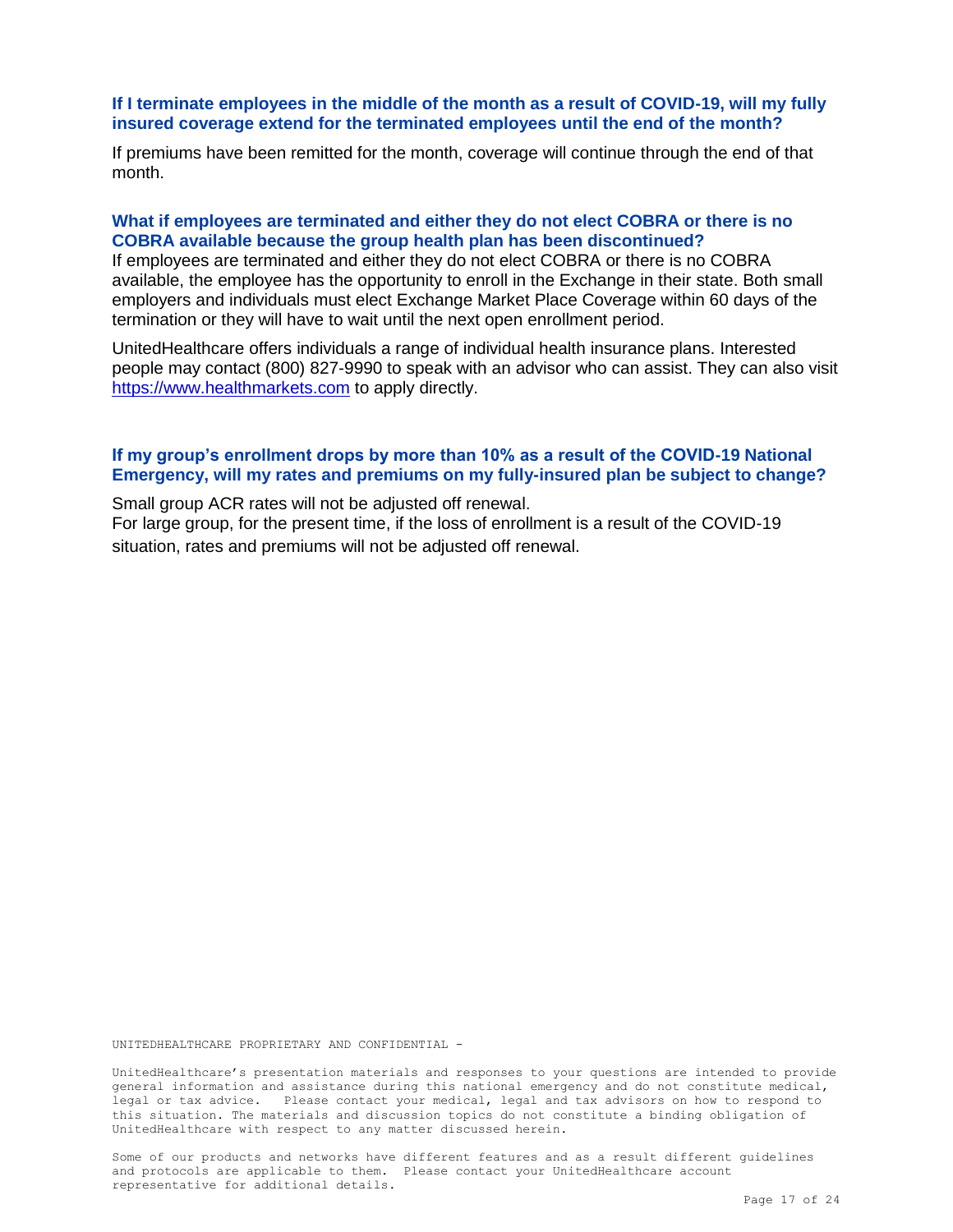### If I terminate employees in the middle of the month as a result of COVID-19, will my fully insured coverage extend for the terminated employees until the end of the month?

If premiums have been remitted for the month, coverage will continue through the end of that month.

### What if employees are terminated and either they do not elect COBRA or there is no COBRA available because the group health plan has been discontinued?

If employees are terminated and either they do not elect COBRA or there is no COBRA available, the employee has the opportunity to enroll in the Exchange in their state. Both small employers and individuals must elect Exchange Market Place Coverage within 60 days of the termination or they will have to wait until the next open enrollment period.

UnitedHealthcare offers individuals a range of individual health insurance plans. Interested people may contact (800) 827-9990 to speak with an advisor who can assist. They can also visit [https://www.healthmarkets.com](https://www.healthmarkets.com) to apply directly.

### If my group's enrollment drops by more than 10% as a result of the COVID-19 National Emergency, will my rates and premiums on my fully-insured plan be subject to change?

Small group ACR rates will not be adjusted off renewal.
For large group, for the present time, if the loss of enrollment is a result of the COVID-19 situation, rates and premiums will not be adjusted off renewal.

UNITEDHEALTHCARE PROPRIETARY AND CONFIDENTIAL -

UnitedHealthcare's presentation materials and responses to your questions are intended to provide general information and assistance during this national emergency and do not constitute medical, legal or tax advice. Please contact your medical, legal and tax advisors on how to respond to this situation. The materials and discussion topics do not constitute a binding obligation of UnitedHealthcare with respect to any matter discussed herein.

Some of our products and networks have different features and as a result different guidelines and protocols are applicable to them. Please contact your UnitedHealthcare account representative for additional details.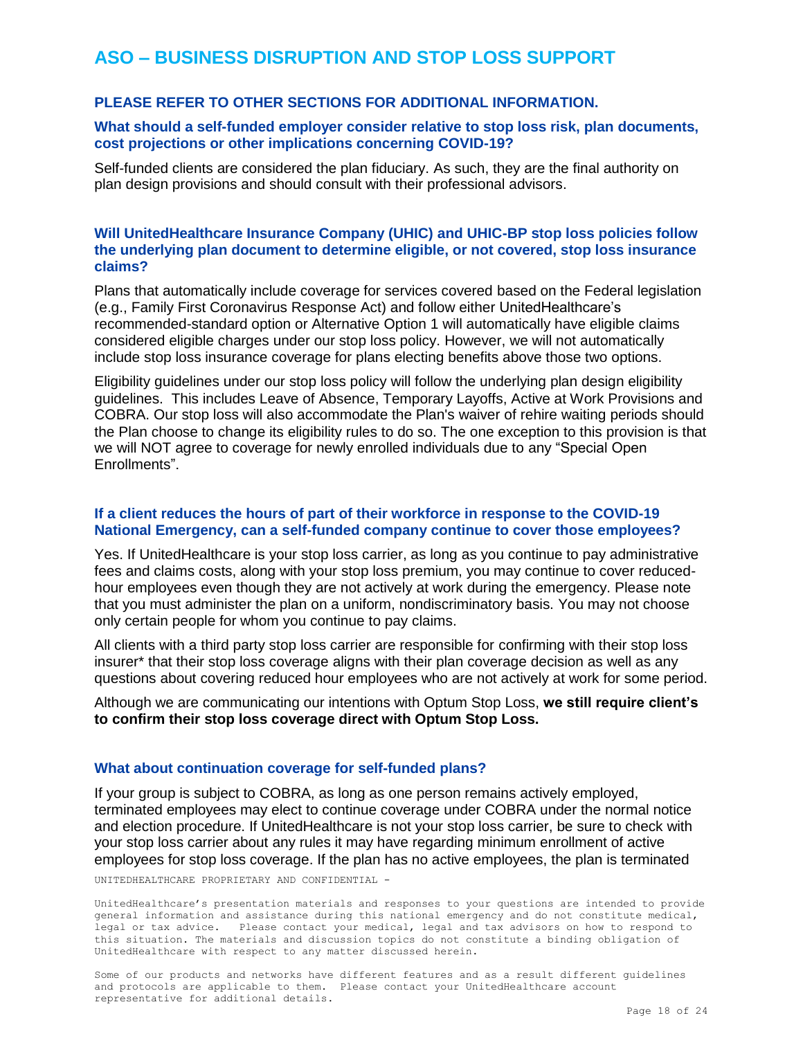# ASO – BUSINESS DISRUPTION AND STOP LOSS SUPPORT

### PLEASE REFER TO OTHER SECTIONS FOR ADDITIONAL INFORMATION.

### What should a self-funded employer consider relative to stop loss risk, plan documents, cost projections or other implications concerning COVID-19?

Self-funded clients are considered the plan fiduciary. As such, they are the final authority on plan design provisions and should consult with their professional advisors.

### Will UnitedHealthcare Insurance Company (UHIC) and UHIC-BP stop loss policies follow the underlying plan document to determine eligible, or not covered, stop loss insurance claims?

Plans that automatically include coverage for services covered based on the Federal legislation (e.g., Family First Coronavirus Response Act) and follow either UnitedHealthcare's recommended-standard option or Alternative Option 1 will automatically have eligible claims considered eligible charges under our stop loss policy. However, we will not automatically include stop loss insurance coverage for plans electing benefits above those two options.

Eligibility guidelines under our stop loss policy will follow the underlying plan design eligibility guidelines. This includes Leave of Absence, Temporary Layoffs, Active at Work Provisions and COBRA. Our stop loss will also accommodate the Plan's waiver of rehire waiting periods should the Plan choose to change its eligibility rules to do so. The one exception to this provision is that we will NOT agree to coverage for newly enrolled individuals due to any "Special Open Enrollments".

### If a client reduces the hours of part of their workforce in response to the COVID-19 National Emergency, can a self-funded company continue to cover those employees?

Yes. If UnitedHealthcare is your stop loss carrier, as long as you continue to pay administrative fees and claims costs, along with your stop loss premium, you may continue to cover reduced-hour employees even though they are not actively at work during the emergency. Please note that you must administer the plan on a uniform, nondiscriminatory basis. You may not choose only certain people for whom you continue to pay claims.

All clients with a third party stop loss carrier are responsible for confirming with their stop loss insurer* that their stop loss coverage aligns with their plan coverage decision as well as any questions about covering reduced hour employees who are not actively at work for some period.

Although we are communicating our intentions with Optum Stop Loss, **we still require client's to confirm their stop loss coverage direct with Optum Stop Loss.**

### What about continuation coverage for self-funded plans?

If your group is subject to COBRA, as long as one person remains actively employed, terminated employees may elect to continue coverage under COBRA under the normal notice and election procedure. If UnitedHealthcare is not your stop loss carrier, be sure to check with your stop loss carrier about any rules it may have regarding minimum enrollment of active employees for stop loss coverage. If the plan has no active employees, the plan is terminated

UNITEDHEALTHCARE PROPRIETARY AND CONFIDENTIAL -

UnitedHealthcare's presentation materials and responses to your questions are intended to provide general information and assistance during this national emergency and do not constitute medical, legal or tax advice. Please contact your medical, legal and tax advisors on how to respond to this situation. The materials and discussion topics do not constitute a binding obligation of UnitedHealthcare with respect to any matter discussed herein.

Some of our products and networks have different features and as a result different guidelines and protocols are applicable to them. Please contact your UnitedHealthcare account representative for additional details.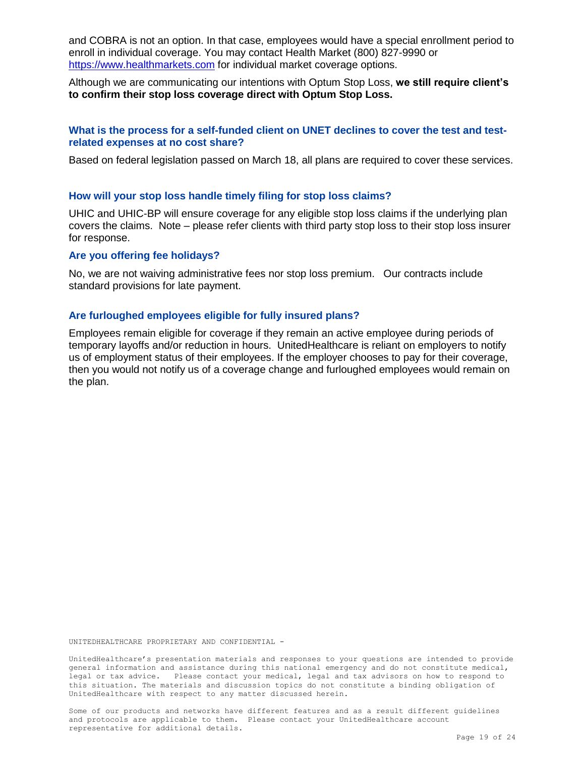and COBRA is not an option. In that case, employees would have a special enrollment period to enroll in individual coverage. You may contact Health Market (800) 827-9990 or [https://www.healthmarkets.com](https://www.healthmarkets.com) for individual market coverage options.

Although we are communicating our intentions with Optum Stop Loss, **we still require client's to confirm their stop loss coverage direct with Optum Stop Loss.**

### What is the process for a self-funded client on UNET declines to cover the test and test-related expenses at no cost share?

Based on federal legislation passed on March 18, all plans are required to cover these services.

### How will your stop loss handle timely filing for stop loss claims?

UHIC and UHIC-BP will ensure coverage for any eligible stop loss claims if the underlying plan covers the claims. Note – please refer clients with third party stop loss to their stop loss insurer for response.

### Are you offering fee holidays?

No, we are not waiving administrative fees nor stop loss premium. Our contracts include standard provisions for late payment.

### Are furloughed employees eligible for fully insured plans?

Employees remain eligible for coverage if they remain an active employee during periods of temporary layoffs and/or reduction in hours. UnitedHealthcare is reliant on employers to notify us of employment status of their employees. If the employer chooses to pay for their coverage, then you would not notify us of a coverage change and furloughed employees would remain on the plan.

UNITEDHEALTHCARE PROPRIETARY AND CONFIDENTIAL -

UnitedHealthcare's presentation materials and responses to your questions are intended to provide general information and assistance during this national emergency and do not constitute medical, legal or tax advice. Please contact your medical, legal and tax advisors on how to respond to this situation. The materials and discussion topics do not constitute a binding obligation of UnitedHealthcare with respect to any matter discussed herein.

Some of our products and networks have different features and as a result different guidelines and protocols are applicable to them. Please contact your UnitedHealthcare account representative for additional details.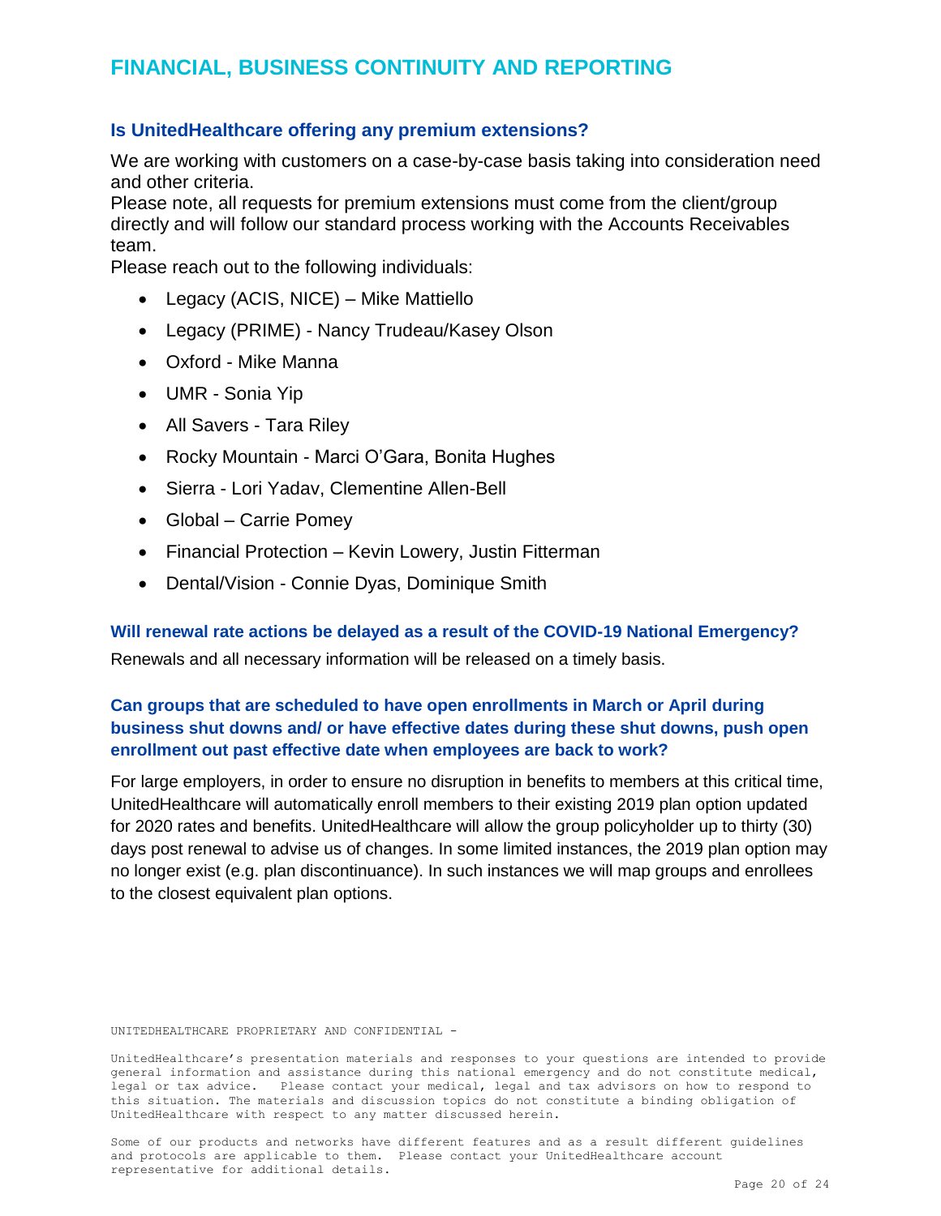# FINANCIAL, BUSINESS CONTINUITY AND REPORTING

### Is UnitedHealthcare offering any premium extensions?

We are working with customers on a case-by-case basis taking into consideration need and other criteria.
Please note, all requests for premium extensions must come from the client/group directly and will follow our standard process working with the Accounts Receivables team.
Please reach out to the following individuals:

- Legacy (ACIS, NICE) – Mike Mattiello
- Legacy (PRIME) - Nancy Trudeau/Kasey Olson
- Oxford - Mike Manna
- UMR - Sonia Yip
- All Savers - Tara Riley
- Rocky Mountain - Marci O'Gara, Bonita Hughes
- Sierra - Lori Yadav, Clementine Allen-Bell
- Global – Carrie Pomey
- Financial Protection – Kevin Lowery, Justin Fitterman
- Dental/Vision - Connie Dyas, Dominique Smith

### Will renewal rate actions be delayed as a result of the COVID-19 National Emergency?

Renewals and all necessary information will be released on a timely basis.

### Can groups that are scheduled to have open enrollments in March or April during business shut downs and/ or have effective dates during these shut downs, push open enrollment out past effective date when employees are back to work?

For large employers, in order to ensure no disruption in benefits to members at this critical time, UnitedHealthcare will automatically enroll members to their existing 2019 plan option updated for 2020 rates and benefits. UnitedHealthcare will allow the group policyholder up to thirty (30) days post renewal to advise us of changes. In some limited instances, the 2019 plan option may no longer exist (e.g. plan discontinuance). In such instances we will map groups and enrollees to the closest equivalent plan options.

UNITEDHEALTHCARE PROPRIETARY AND CONFIDENTIAL -

UnitedHealthcare's presentation materials and responses to your questions are intended to provide general information and assistance during this national emergency and do not constitute medical, legal or tax advice. Please contact your medical, legal and tax advisors on how to respond to this situation. The materials and discussion topics do not constitute a binding obligation of UnitedHealthcare with respect to any matter discussed herein.

Some of our products and networks have different features and as a result different guidelines and protocols are applicable to them. Please contact your UnitedHealthcare account representative for additional details.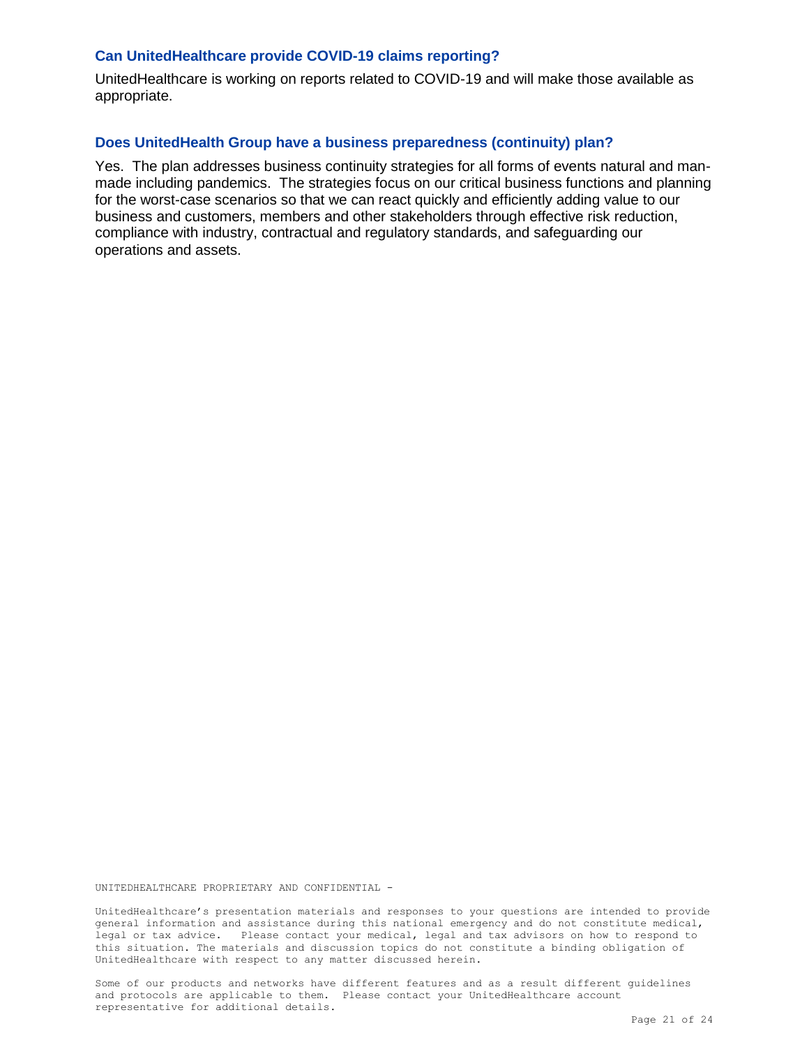### Can UnitedHealthcare provide COVID-19 claims reporting?

UnitedHealthcare is working on reports related to COVID-19 and will make those available as appropriate.

### Does UnitedHealth Group have a business preparedness (continuity) plan?

Yes. The plan addresses business continuity strategies for all forms of events natural and man-made including pandemics. The strategies focus on our critical business functions and planning for the worst-case scenarios so that we can react quickly and efficiently adding value to our business and customers, members and other stakeholders through effective risk reduction, compliance with industry, contractual and regulatory standards, and safeguarding our operations and assets.

UNITEDHEALTHCARE PROPRIETARY AND CONFIDENTIAL -

UnitedHealthcare's presentation materials and responses to your questions are intended to provide general information and assistance during this national emergency and do not constitute medical, legal or tax advice. Please contact your medical, legal and tax advisors on how to respond to this situation. The materials and discussion topics do not constitute a binding obligation of UnitedHealthcare with respect to any matter discussed herein.

Some of our products and networks have different features and as a result different guidelines and protocols are applicable to them. Please contact your UnitedHealthcare account representative for additional details.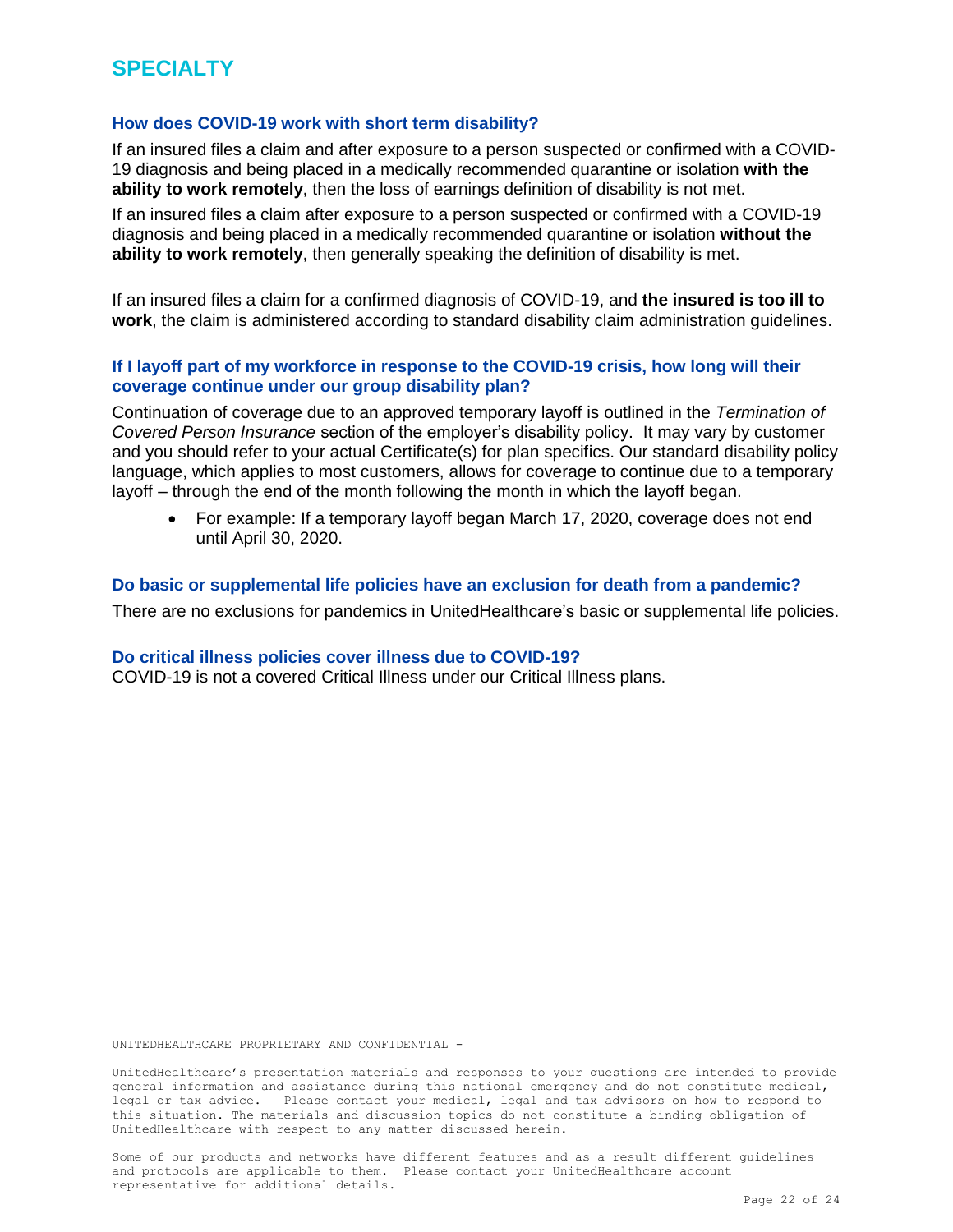# SPECIALTY

### How does COVID-19 work with short term disability?

If an insured files a claim and after exposure to a person suspected or confirmed with a COVID-19 diagnosis and being placed in a medically recommended quarantine or isolation **with the ability to work remotely**, then the loss of earnings definition of disability is not met.

If an insured files a claim after exposure to a person suspected or confirmed with a COVID-19 diagnosis and being placed in a medically recommended quarantine or isolation **without the ability to work remotely**, then generally speaking the definition of disability is met.

If an insured files a claim for a confirmed diagnosis of COVID-19, and **the insured is too ill to work**, the claim is administered according to standard disability claim administration guidelines.

### If I layoff part of my workforce in response to the COVID-19 crisis, how long will their coverage continue under our group disability plan?

Continuation of coverage due to an approved temporary layoff is outlined in the *Termination of Covered Person Insurance* section of the employer's disability policy. It may vary by customer and you should refer to your actual Certificate(s) for plan specifics. Our standard disability policy language, which applies to most customers, allows for coverage to continue due to a temporary layoff – through the end of the month following the month in which the layoff began.

- For example: If a temporary layoff began March 17, 2020, coverage does not end until April 30, 2020.

### Do basic or supplemental life policies have an exclusion for death from a pandemic?

There are no exclusions for pandemics in UnitedHealthcare's basic or supplemental life policies.

### Do critical illness policies cover illness due to COVID-19?

COVID-19 is not a covered Critical Illness under our Critical Illness plans.

UNITEDHEALTHCARE PROPRIETARY AND CONFIDENTIAL -

UnitedHealthcare's presentation materials and responses to your questions are intended to provide general information and assistance during this national emergency and do not constitute medical, legal or tax advice. Please contact your medical, legal and tax advisors on how to respond to this situation. The materials and discussion topics do not constitute a binding obligation of UnitedHealthcare with respect to any matter discussed herein.

Some of our products and networks have different features and as a result different guidelines and protocols are applicable to them. Please contact your UnitedHealthcare account representative for additional details.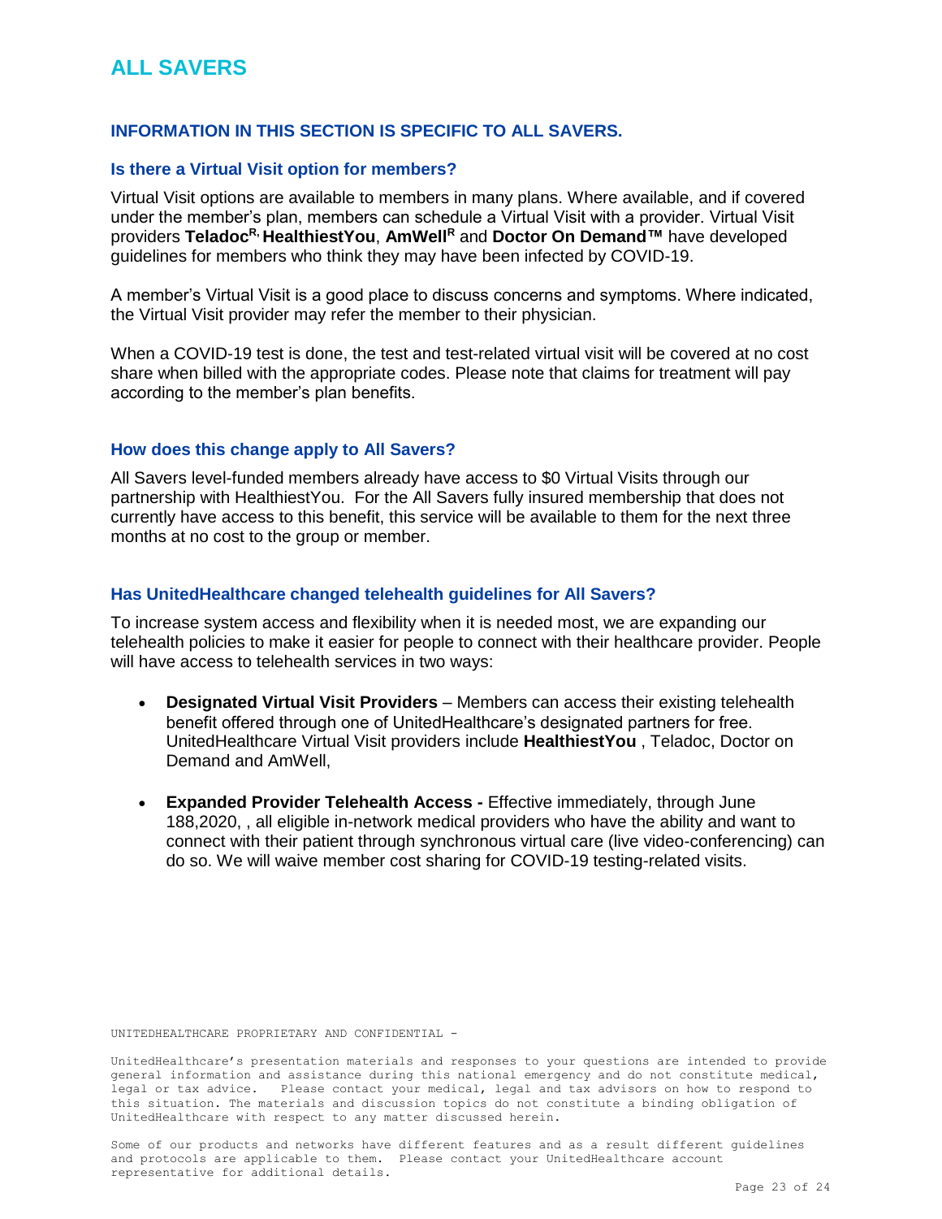# ALL SAVERS

## INFORMATION IN THIS SECTION IS SPECIFIC TO ALL SAVERS.

### Is there a Virtual Visit option for members?

Virtual Visit options are available to members in many plans. Where available, and if covered under the member's plan, members can schedule a Virtual Visit with a provider. Virtual Visit providers **Teladoc**[R], **HealthiestYou**, **AmWell**[R] and **Doctor On Demand™** have developed guidelines for members who think they may have been infected by COVID-19.

A member's Virtual Visit is a good place to discuss concerns and symptoms. Where indicated, the Virtual Visit provider may refer the member to their physician.

When a COVID-19 test is done, the test and test-related virtual visit will be covered at no cost share when billed with the appropriate codes. Please note that claims for treatment will pay according to the member's plan benefits.

### How does this change apply to All Savers?

All Savers level-funded members already have access to $0 Virtual Visits through our partnership with HealthiestYou. For the All Savers fully insured membership that does not currently have access to this benefit, this service will be available to them for the next three months at no cost to the group or member.

### Has UnitedHealthcare changed telehealth guidelines for All Savers?

To increase system access and flexibility when it is needed most, we are expanding our telehealth policies to make it easier for people to connect with their healthcare provider. People will have access to telehealth services in two ways:

- **Designated Virtual Visit Providers** – Members can access their existing telehealth benefit offered through one of UnitedHealthcare's designated partners for free. UnitedHealthcare Virtual Visit providers include **HealthiestYou** , Teladoc, Doctor on Demand and AmWell,

- **Expanded Provider Telehealth Access -** Effective immediately, through June 188,2020, , all eligible in-network medical providers who have the ability and want to connect with their patient through synchronous virtual care (live video-conferencing) can do so. We will waive member cost sharing for COVID-19 testing-related visits.

UNITEDHEALTHCARE PROPRIETARY AND CONFIDENTIAL -

UnitedHealthcare's presentation materials and responses to your questions are intended to provide general information and assistance during this national emergency and do not constitute medical, legal or tax advice. Please contact your medical, legal and tax advisors on how to respond to this situation. The materials and discussion topics do not constitute a binding obligation of UnitedHealthcare with respect to any matter discussed herein.

Some of our products and networks have different features and as a result different guidelines and protocols are applicable to them. Please contact your UnitedHealthcare account representative for additional details.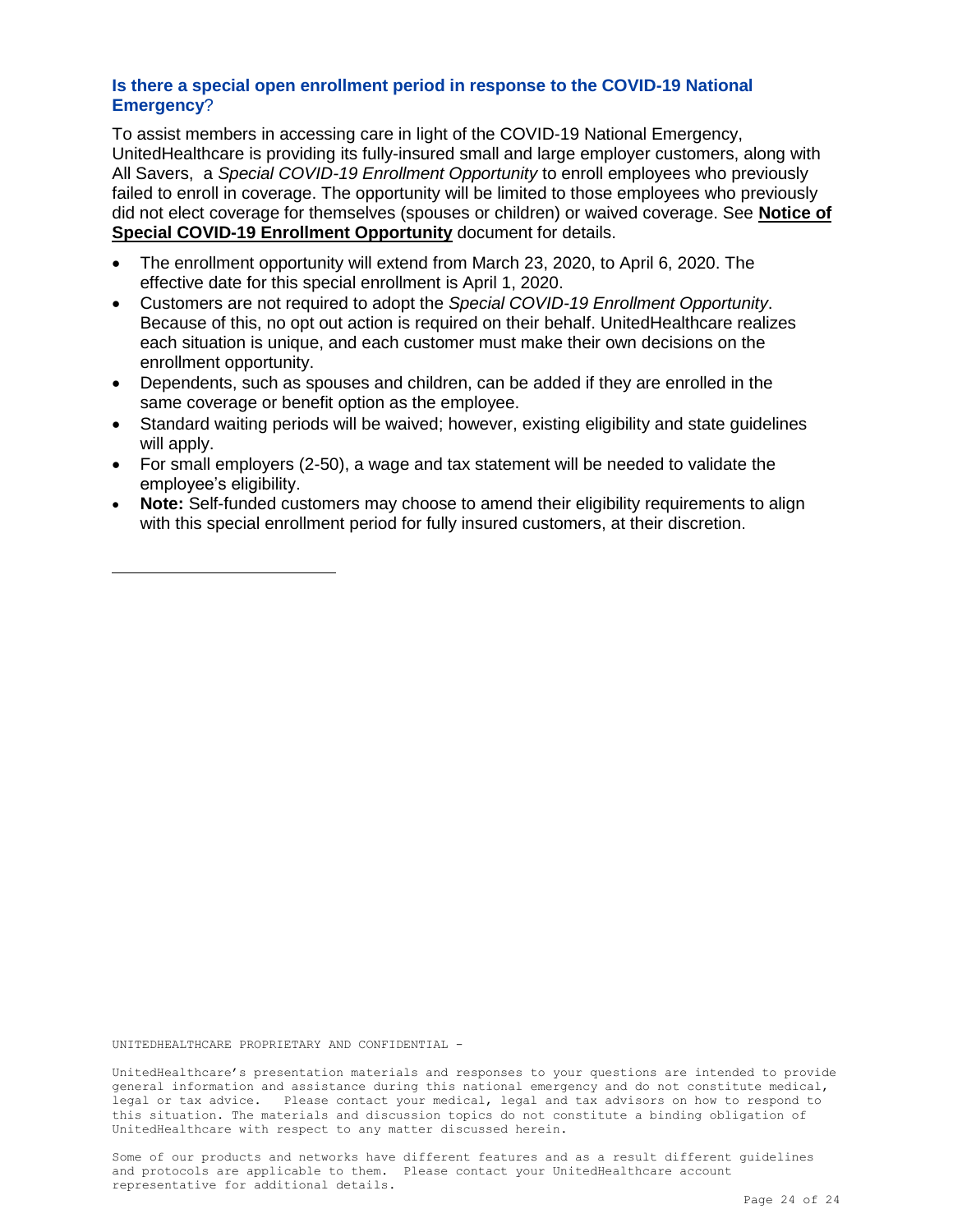### Is there a special open enrollment period in response to the COVID-19 National Emergency?

To assist members in accessing care in light of the COVID-19 National Emergency, UnitedHealthcare is providing its fully-insured small and large employer customers, along with All Savers, a *Special COVID-19 Enrollment Opportunity* to enroll employees who previously failed to enroll in coverage. The opportunity will be limited to those employees who previously did not elect coverage for themselves (spouses or children) or waived coverage. See **Notice of Special COVID-19 Enrollment Opportunity** document for details.

- The enrollment opportunity will extend from March 23, 2020, to April 6, 2020. The effective date for this special enrollment is April 1, 2020.
- Customers are not required to adopt the *Special COVID-19 Enrollment Opportunity*. Because of this, no opt out action is required on their behalf. UnitedHealthcare realizes each situation is unique, and each customer must make their own decisions on the enrollment opportunity.
- Dependents, such as spouses and children, can be added if they are enrolled in the same coverage or benefit option as the employee.
- Standard waiting periods will be waived; however, existing eligibility and state guidelines will apply.
- For small employers (2-50), a wage and tax statement will be needed to validate the employee's eligibility.
- **Note:** Self-funded customers may choose to amend their eligibility requirements to align with this special enrollment period for fully insured customers, at their discretion.

---

UNITEDHEALTHCARE PROPRIETARY AND CONFIDENTIAL -

UnitedHealthcare's presentation materials and responses to your questions are intended to provide general information and assistance during this national emergency and do not constitute medical, legal or tax advice. Please contact your medical, legal and tax advisors on how to respond to this situation. The materials and discussion topics do not constitute a binding obligation of UnitedHealthcare with respect to any matter discussed herein.

Some of our products and networks have different features and as a result different guidelines and protocols are applicable to them. Please contact your UnitedHealthcare account representative for additional details.